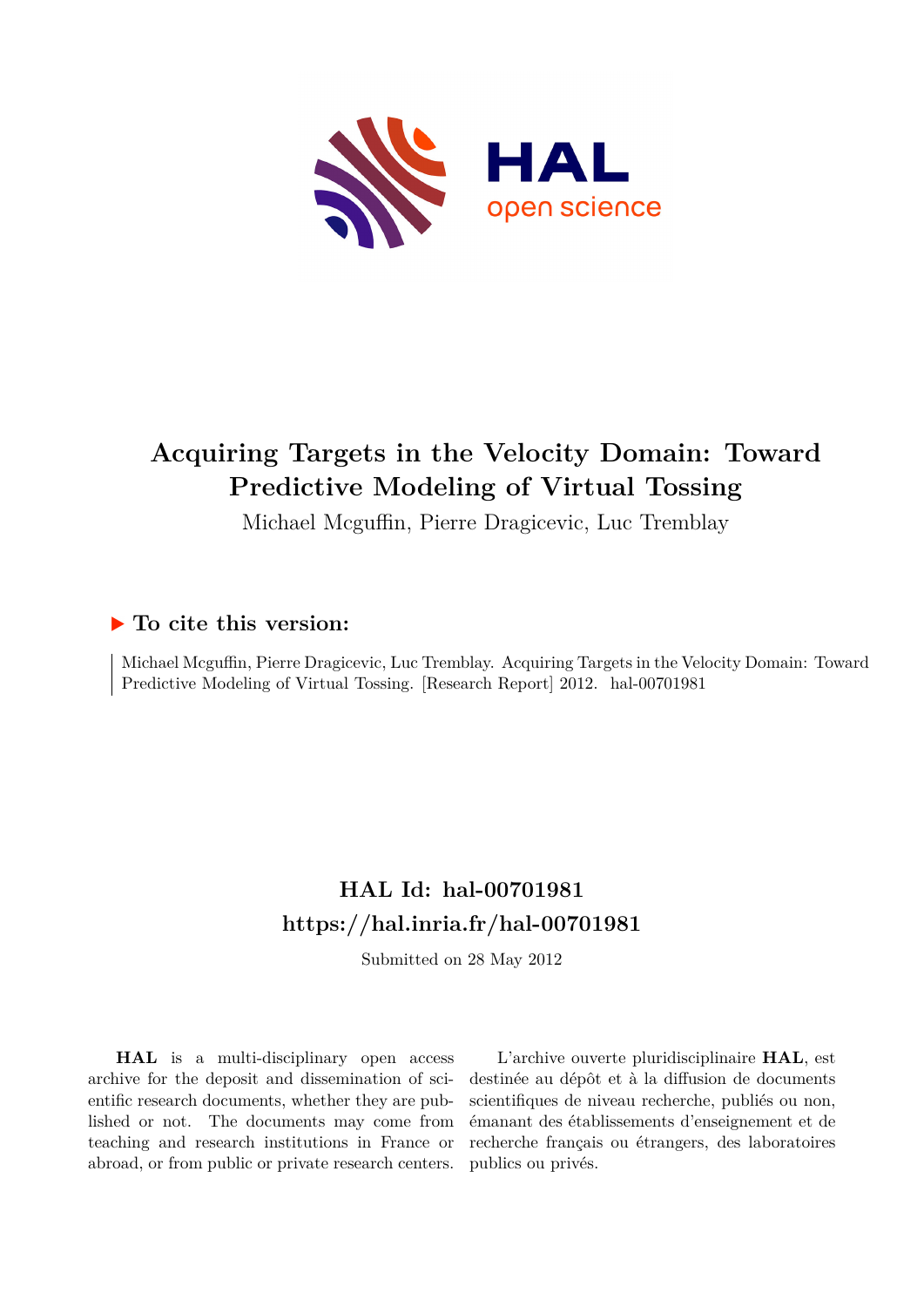# Acquiring Targets in the Velocity Domain: Toward Predictive Modeling of Virtual Tossing

Michael Mcguffin, Pierre Dragicevic, Luc Tremblay

## ▶ To cite this version:

Michael Mcguffin, Pierre Dragicevic, Luc Tremblay. Acquiring Targets in the Velocity Domain: Toward Predictive Modeling of Virtual Tossing. [Research Report] 2012. hal-00701981

## HAL Id: hal-00701981
## https://hal.inria.fr/hal-00701981

Submitted on 28 May 2012

**HAL** is a multi-disciplinary open access archive for the deposit and dissemination of scientific research documents, whether they are published or not. The documents may come from teaching and research institutions in France or abroad, or from public or private research centers.

L'archive ouverte pluridisciplinaire **HAL**, est destinée au dépôt et à la diffusion de documents scientifiques de niveau recherche, publiés ou non, émanant des établissements d'enseignement et de recherche français ou étrangers, des laboratoires publics ou privés.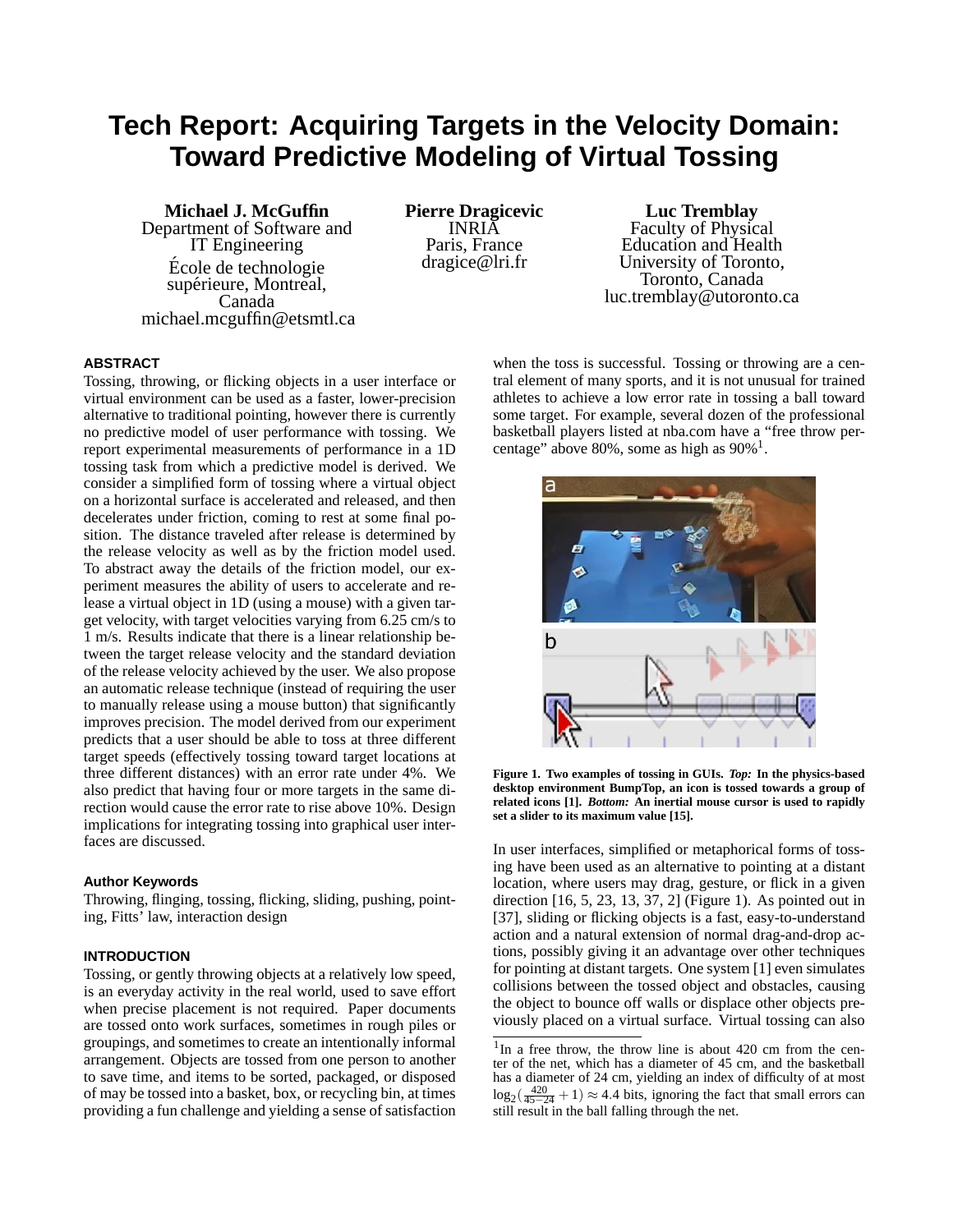# Tech Report: Acquiring Targets in the Velocity Domain: Toward Predictive Modeling of Virtual Tossing

**Michael J. McGuffin**
Department of Software and IT Engineering
École de technologie supérieure, Montreal, Canada
michael.mcguffin@etsmtl.ca

**Pierre Dragicevic**
INRIA
Paris, France
dragice@lri.fr

**Luc Tremblay**
Faculty of Physical Education and Health
University of Toronto, Toronto, Canada
luc.tremblay@utoronto.ca

## ABSTRACT

Tossing, throwing, or flicking objects in a user interface or virtual environment can be used as a faster, lower-precision alternative to traditional pointing, however there is currently no predictive model of user performance with tossing. We report experimental measurements of performance in a 1D tossing task from which a predictive model is derived. We consider a simplified form of tossing where a virtual object on a horizontal surface is accelerated and released, and then decelerates under friction, coming to rest at some final position. The distance traveled after release is determined by the release velocity as well as by the friction model used. To abstract away the details of the friction model, our experiment measures the ability of users to accelerate and release a virtual object in 1D (using a mouse) with a given target velocity, with target velocities varying from 6.25 cm/s to 1 m/s. Results indicate that there is a linear relationship between the target release velocity and the standard deviation of the release velocity achieved by the user. We also propose an automatic release technique (instead of requiring the user to manually release using a mouse button) that significantly improves precision. The model derived from our experiment predicts that a user should be able to toss at three different target speeds (effectively tossing toward target locations at three different distances) with an error rate under 4%. We also predict that having four or more targets in the same direction would cause the error rate to rise above 10%. Design implications for integrating tossing into graphical user interfaces are discussed.

### Author Keywords

Throwing, flinging, tossing, flicking, sliding, pushing, pointing, Fitts' law, interaction design

## INTRODUCTION

Tossing, or gently throwing objects at a relatively low speed, is an everyday activity in the real world, used to save effort when precise placement is not required. Paper documents are tossed onto work surfaces, sometimes in rough piles or groupings, and sometimes to create an intentionally informal arrangement. Objects are tossed from one person to another to save time, and items to be sorted, packaged, or disposed of may be tossed into a basket, box, or recycling bin, at times providing a fun challenge and yielding a sense of satisfaction when the toss is successful. Tossing or throwing are a central element of many sports, and it is not unusual for trained athletes to achieve a low error rate in tossing a ball toward some target. For example, several dozen of the professional basketball players listed at nba.com have a "free throw percentage" above 80%, some as high as 90%[1].

**Figure 1. Two examples of tossing in GUIs. *Top:* In the physics-based desktop environment BumpTop, an icon is tossed towards a group of related icons [1]. *Bottom:* An inertial mouse cursor is used to rapidly set a slider to its maximum value [15].**

In user interfaces, simplified or metaphorical forms of tossing have been used as an alternative to pointing at a distant location, where users may drag, gesture, or flick in a given direction [16, 5, 23, 13, 37, 2] (Figure 1). As pointed out in [37], sliding or flicking objects is a fast, easy-to-understand action and a natural extension of normal drag-and-drop actions, possibly giving it an advantage over other techniques for pointing at distant targets. One system [1] even simulates collisions between the tossed object and obstacles, causing the object to bounce off walls or displace other objects previously placed on a virtual surface. Virtual tossing can also

[1] In a free throw, the throw line is about 420 cm from the center of the net, which has a diameter of 45 cm, and the basketball has a diameter of 24 cm, yielding an index of difficulty of at most $\log_2(\frac{420}{45-24}+1) \approx 4.4$ bits, ignoring the fact that small errors can still result in the ball falling through the net.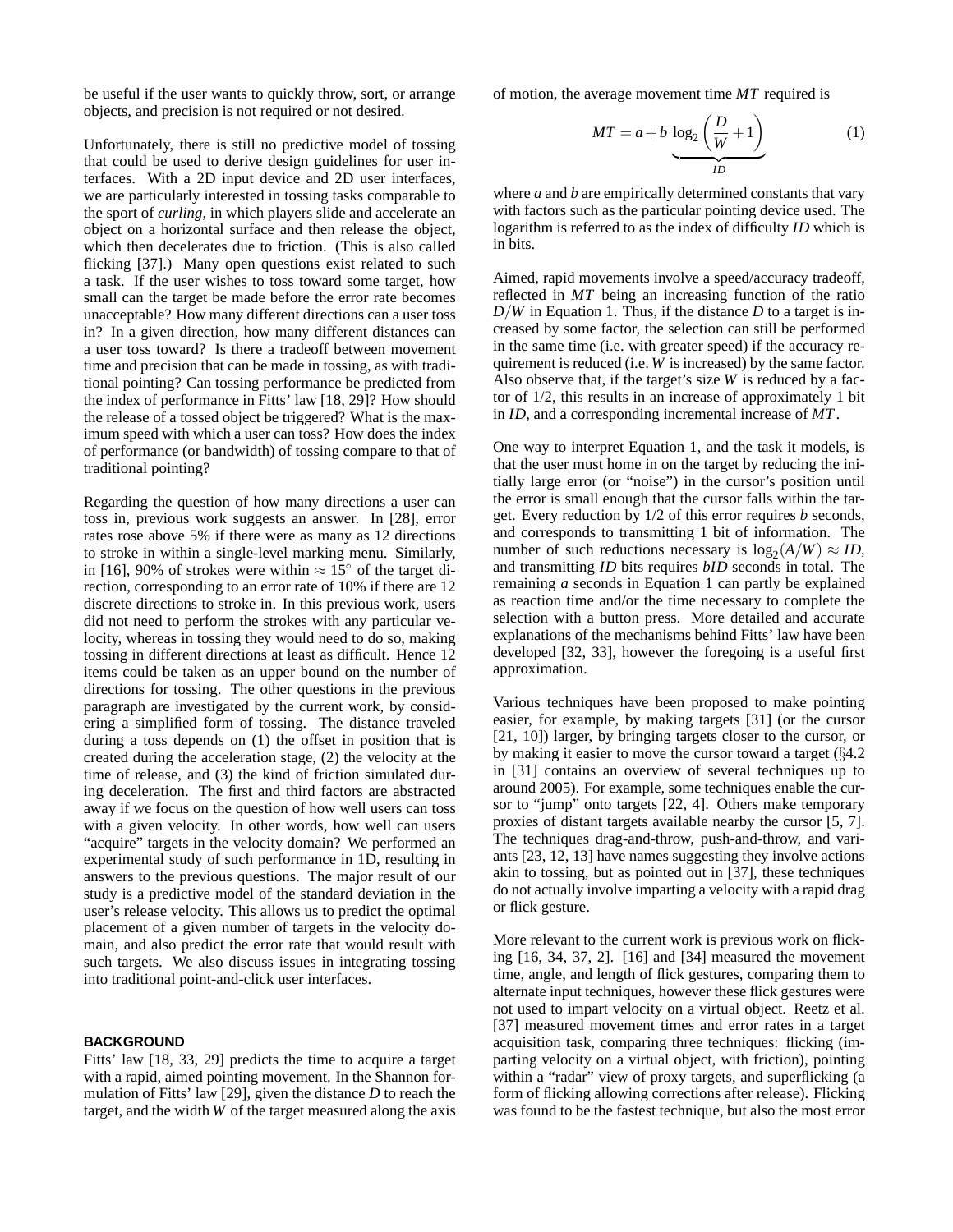be useful if the user wants to quickly throw, sort, or arrange objects, and precision is not required or not desired.

Unfortunately, there is still no predictive model of tossing that could be used to derive design guidelines for user interfaces. With a 2D input device and 2D user interfaces, we are particularly interested in tossing tasks comparable to the sport of *curling*, in which players slide and accelerate an object on a horizontal surface and then release the object, which then decelerates due to friction. (This is also called flicking [37].) Many open questions exist related to such a task. If the user wishes to toss toward some target, how small can the target be made before the error rate becomes unacceptable? How many different directions can a user toss in? In a given direction, how many different distances can a user toss toward? Is there a tradeoff between movement time and precision that can be made in tossing, as with traditional pointing? Can tossing performance be predicted from the index of performance in Fitts' law [18, 29]? How should the release of a tossed object be triggered? What is the maximum speed with which a user can toss? How does the index of performance (or bandwidth) of tossing compare to that of traditional pointing?

Regarding the question of how many directions a user can toss in, previous work suggests an answer. In [28], error rates rose above 5% if there were as many as 12 directions to stroke in within a single-level marking menu. Similarly, in [16], 90% of strokes were within $\approx 15^\circ$ of the target direction, corresponding to an error rate of 10% if there are 12 discrete directions to stroke in. In this previous work, users did not need to perform the strokes with any particular velocity, whereas in tossing they would need to do so, making tossing in different directions at least as difficult. Hence 12 items could be taken as an upper bound on the number of directions for tossing. The other questions in the previous paragraph are investigated by the current work, by considering a simplified form of tossing. The distance traveled during a toss depends on (1) the offset in position that is created during the acceleration stage, (2) the velocity at the time of release, and (3) the kind of friction simulated during deceleration. The first and third factors are abstracted away if we focus on the question of how well users can toss with a given velocity. In other words, how well can users "acquire" targets in the velocity domain? We performed an experimental study of such performance in 1D, resulting in answers to the previous questions. The major result of our study is a predictive model of the standard deviation in the user's release velocity. This allows us to predict the optimal placement of a given number of targets in the velocity domain, and also predict the error rate that would result with such targets. We also discuss issues in integrating tossing into traditional point-and-click user interfaces.

## BACKGROUND

Fitts' law [18, 33, 29] predicts the time to acquire a target with a rapid, aimed pointing movement. In the Shannon formulation of Fitts' law [29], given the distance $D$ to reach the target, and the width $W$ of the target measured along the axis of motion, the average movement time $MT$ required is

$$MT = a + b \underbrace{\log_2\left(\frac{D}{W} + 1\right)}_{ID} \qquad (1)$$

where $a$ and $b$ are empirically determined constants that vary with factors such as the particular pointing device used. The logarithm is referred to as the index of difficulty $ID$ which is in bits.

Aimed, rapid movements involve a speed/accuracy tradeoff, reflected in $MT$ being an increasing function of the ratio $D/W$ in Equation 1. Thus, if the distance $D$ to a target is increased by some factor, the selection can still be performed in the same time (i.e. with greater speed) if the accuracy requirement is reduced (i.e. $W$ is increased) by the same factor. Also observe that, if the target's size $W$ is reduced by a factor of 1/2, this results in an increase of approximately 1 bit in $ID$, and a corresponding incremental increase of $MT$.

One way to interpret Equation 1, and the task it models, is that the user must home in on the target by reducing the initially large error (or "noise") in the cursor's position until the error is small enough that the cursor falls within the target. Every reduction by 1/2 of this error requires $b$ seconds, and corresponds to transmitting 1 bit of information. The number of such reductions necessary is $\log_2(A/W) \approx ID$, and transmitting $ID$ bits requires $bID$ seconds in total. The remaining $a$ seconds in Equation 1 can partly be explained as reaction time and/or the time necessary to complete the selection with a button press. More detailed and accurate explanations of the mechanisms behind Fitts' law have been developed [32, 33], however the foregoing is a useful first approximation.

Various techniques have been proposed to make pointing easier, for example, by making targets [31] (or the cursor [21, 10]) larger, by bringing targets closer to the cursor, or by making it easier to move the cursor toward a target (§4.2 in [31] contains an overview of several techniques up to around 2005). For example, some techniques enable the cursor to "jump" onto targets [22, 4]. Others make temporary proxies of distant targets available nearby the cursor [5, 7]. The techniques drag-and-throw, push-and-throw, and variants [23, 12, 13] have names suggesting they involve actions akin to tossing, but as pointed out in [37], these techniques do not actually involve imparting a velocity with a rapid drag or flick gesture.

More relevant to the current work is previous work on flicking [16, 34, 37, 2]. [16] and [34] measured the movement time, angle, and length of flick gestures, comparing them to alternate input techniques, however these flick gestures were not used to impart velocity on a virtual object. Reetz et al. [37] measured movement times and error rates in a target acquisition task, comparing three techniques: flicking (imparting velocity on a virtual object, with friction), pointing within a "radar" view of proxy targets, and superflicking (a form of flicking allowing corrections after release). Flicking was found to be the fastest technique, but also the most error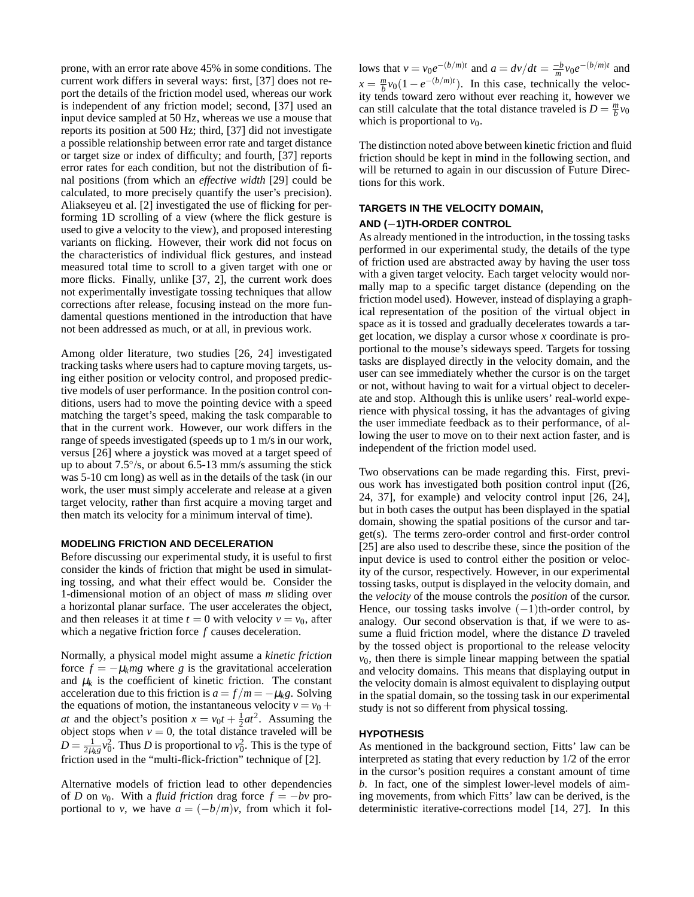prone, with an error rate above 45% in some conditions. The current work differs in several ways: first, [37] does not report the details of the friction model used, whereas our work is independent of any friction model; second, [37] used an input device sampled at 50 Hz, whereas we use a mouse that reports its position at 500 Hz; third, [37] did not investigate a possible relationship between error rate and target distance or target size or index of difficulty; and fourth, [37] reports error rates for each condition, but not the distribution of final positions (from which an *effective width* [29] could be calculated, to more precisely quantify the user's precision). Aliakseyeu et al. [2] investigated the use of flicking for performing 1D scrolling of a view (where the flick gesture is used to give a velocity to the view), and proposed interesting variants on flicking. However, their work did not focus on the characteristics of individual flick gestures, and instead measured total time to scroll to a given target with one or more flicks. Finally, unlike [37, 2], the current work does not experimentally investigate tossing techniques that allow corrections after release, focusing instead on the more fundamental questions mentioned in the introduction that have not been addressed as much, or at all, in previous work.

Among older literature, two studies [26, 24] investigated tracking tasks where users had to capture moving targets, using either position or velocity control, and proposed predictive models of user performance. In the position control conditions, users had to move the pointing device with a speed matching the target's speed, making the task comparable to that in the current work. However, our work differs in the range of speeds investigated (speeds up to 1 m/s in our work, versus [26] where a joystick was moved at a target speed of up to about 7.5°/s, or about 6.5-13 mm/s assuming the stick was 5-10 cm long) as well as in the details of the task (in our work, the user must simply accelerate and release at a given target velocity, rather than first acquire a moving target and then match its velocity for a minimum interval of time).

## MODELING FRICTION AND DECELERATION

Before discussing our experimental study, it is useful to first consider the kinds of friction that might be used in simulating tossing, and what their effect would be. Consider the 1-dimensional motion of an object of mass $m$ sliding over a horizontal planar surface. The user accelerates the object, and then releases it at time $t = 0$ with velocity $v = v_0$, after which a negative friction force $f$ causes deceleration.

Normally, a physical model might assume a *kinetic friction* force $f = -\mu_k mg$ where $g$ is the gravitational acceleration and $\mu_k$ is the coefficient of kinetic friction. The constant acceleration due to this friction is $a = f/m = -\mu_k g$. Solving the equations of motion, the instantaneous velocity $v = v_0 + at$ and the object's position $x = v_0 t + \frac{1}{2}at^2$. Assuming the object stops when $v = 0$, the total distance traveled will be $D = \frac{1}{2\mu_k g}v_0^2$. Thus $D$ is proportional to $v_0^2$. This is the type of friction used in the "multi-flick-friction" technique of [2].

Alternative models of friction lead to other dependencies of $D$ on $v_0$. With a *fluid friction* drag force $f = -bv$ proportional to $v$, we have $a = (-b/m)v$, from which it follows that $v = v_0 e^{-(b/m)t}$ and $a = dv/dt = \frac{-b}{m}v_0 e^{-(b/m)t}$ and $x = \frac{m}{b}v_0(1 - e^{-(b/m)t})$. In this case, technically the velocity tends toward zero without ever reaching it, however we can still calculate that the total distance traveled is $D = \frac{m}{b}v_0$ which is proportional to $v_0$.

The distinction noted above between kinetic friction and fluid friction should be kept in mind in the following section, and will be returned to again in our discussion of Future Directions for this work.

## TARGETS IN THE VELOCITY DOMAIN, AND ($-1$)TH-ORDER CONTROL

As already mentioned in the introduction, in the tossing tasks performed in our experimental study, the details of the type of friction used are abstracted away by having the user toss with a given target velocity. Each target velocity would normally map to a specific target distance (depending on the friction model used). However, instead of displaying a graphical representation of the position of the virtual object in space as it is tossed and gradually decelerates towards a target location, we display a cursor whose $x$ coordinate is proportional to the mouse's sideways speed. Targets for tossing tasks are displayed directly in the velocity domain, and the user can see immediately whether the cursor is on the target or not, without having to wait for a virtual object to decelerate and stop. Although this is unlike users' real-world experience with physical tossing, it has the advantages of giving the user immediate feedback as to their performance, of allowing the user to move on to their next action faster, and is independent of the friction model used.

Two observations can be made regarding this. First, previous work has investigated both position control input ([26, 24, 37], for example) and velocity control input [26, 24], but in both cases the output has been displayed in the spatial domain, showing the spatial positions of the cursor and target(s). The terms zero-order control and first-order control [25] are also used to describe these, since the position of the input device is used to control either the position or velocity of the cursor, respectively. However, in our experimental tossing tasks, output is displayed in the velocity domain, and the *velocity* of the mouse controls the *position* of the cursor. Hence, our tossing tasks involve $(-1)$th-order control, by analogy. Our second observation is that, if we were to assume a fluid friction model, where the distance $D$ traveled by the tossed object is proportional to the release velocity $v_0$, then there is simple linear mapping between the spatial and velocity domains. This means that displaying output in the velocity domain is almost equivalent to displaying output in the spatial domain, so the tossing task in our experimental study is not so different from physical tossing.

## HYPOTHESIS

As mentioned in the background section, Fitts' law can be interpreted as stating that every reduction by 1/2 of the error in the cursor's position requires a constant amount of time $b$. In fact, one of the simplest lower-level models of aiming movements, from which Fitts' law can be derived, is the deterministic iterative-corrections model [14, 27]. In this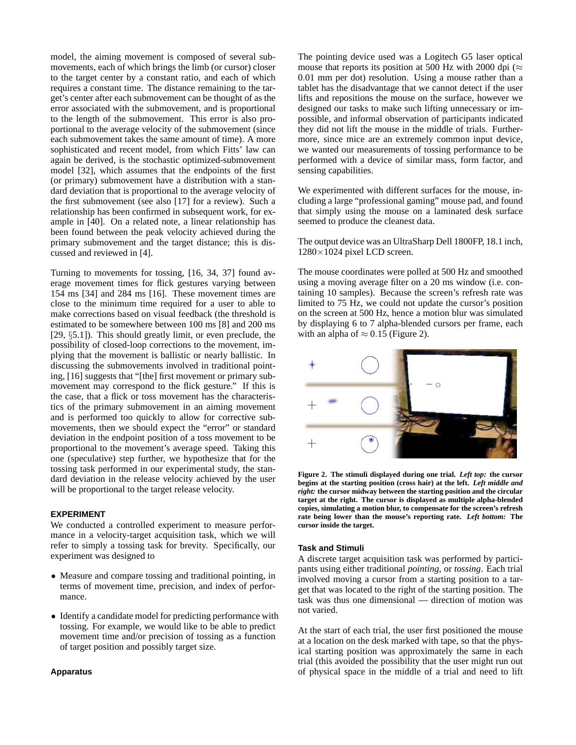model, the aiming movement is composed of several submovements, each of which brings the limb (or cursor) closer to the target center by a constant ratio, and each of which requires a constant time. The distance remaining to the target's center after each submovement can be thought of as the error associated with the submovement, and is proportional to the length of the submovement. This error is also proportional to the average velocity of the submovement (since each submovement takes the same amount of time). A more sophisticated and recent model, from which Fitts' law can again be derived, is the stochastic optimized-submovement model [32], which assumes that the endpoints of the first (or primary) submovement have a distribution with a standard deviation that is proportional to the average velocity of the first submovement (see also [17] for a review). Such a relationship has been confirmed in subsequent work, for example in [40]. On a related note, a linear relationship has been found between the peak velocity achieved during the primary submovement and the target distance; this is discussed and reviewed in [4].

Turning to movements for tossing, [16, 34, 37] found average movement times for flick gestures varying between 154 ms [34] and 284 ms [16]. These movement times are close to the minimum time required for a user to able to make corrections based on visual feedback (the threshold is estimated to be somewhere between 100 ms [8] and 200 ms [29, §5.1]). This should greatly limit, or even preclude, the possibility of closed-loop corrections to the movement, implying that the movement is ballistic or nearly ballistic. In discussing the submovements involved in traditional pointing, [16] suggests that "[the] first movement or primary submovement may correspond to the flick gesture." If this is the case, that a flick or toss movement has the characteristics of the primary submovement in an aiming movement and is performed too quickly to allow for corrective submovements, then we should expect the "error" or standard deviation in the endpoint position of a toss movement to be proportional to the movement's average speed. Taking this one (speculative) step further, we hypothesize that for the tossing task performed in our experimental study, the standard deviation in the release velocity achieved by the user will be proportional to the target release velocity.

## EXPERIMENT

We conducted a controlled experiment to measure performance in a velocity-target acquisition task, which we will refer to simply a tossing task for brevity. Specifically, our experiment was designed to

- Measure and compare tossing and traditional pointing, in terms of movement time, precision, and index of performance.
- Identify a candidate model for predicting performance with tossing. For example, we would like to be able to predict movement time and/or precision of tossing as a function of target position and possibly target size.

### Apparatus

The pointing device used was a Logitech G5 laser optical mouse that reports its position at 500 Hz with 2000 dpi ($\approx$ 0.01 mm per dot) resolution. Using a mouse rather than a tablet has the disadvantage that we cannot detect if the user lifts and repositions the mouse on the surface, however we designed our tasks to make such lifting unnecessary or impossible, and informal observation of participants indicated they did not lift the mouse in the middle of trials. Furthermore, since mice are an extremely common input device, we wanted our measurements of tossing performance to be performed with a device of similar mass, form factor, and sensing capabilities.

We experimented with different surfaces for the mouse, including a large "professional gaming" mouse pad, and found that simply using the mouse on a laminated desk surface seemed to produce the cleanest data.

The output device was an UltraSharp Dell 1800FP, 18.1 inch, 1280×1024 pixel LCD screen.

The mouse coordinates were polled at 500 Hz and smoothed using a moving average filter on a 20 ms window (i.e. containing 10 samples). Because the screen's refresh rate was limited to 75 Hz, we could not update the cursor's position on the screen at 500 Hz, hence a motion blur was simulated by displaying 6 to 7 alpha-blended cursors per frame, each with an alpha of $\approx 0.15$ (Figure 2).

**Figure 2. The stimuli displayed during one trial.** ***Left top:*** **the cursor begins at the starting position (cross hair) at the left.** ***Left middle and right:*** **the cursor midway between the starting position and the circular target at the right. The cursor is displayed as multiple alpha-blended copies, simulating a motion blur, to compensate for the screen's refresh rate being lower than the mouse's reporting rate.** ***Left bottom:*** **The cursor inside the target.**

### Task and Stimuli

A discrete target acquisition task was performed by participants using either traditional *pointing*, or *tossing*. Each trial involved moving a cursor from a starting position to a target that was located to the right of the starting position. The task was thus one dimensional — direction of motion was not varied.

At the start of each trial, the user first positioned the mouse at a location on the desk marked with tape, so that the physical starting position was approximately the same in each trial (this avoided the possibility that the user might run out of physical space in the middle of a trial and need to lift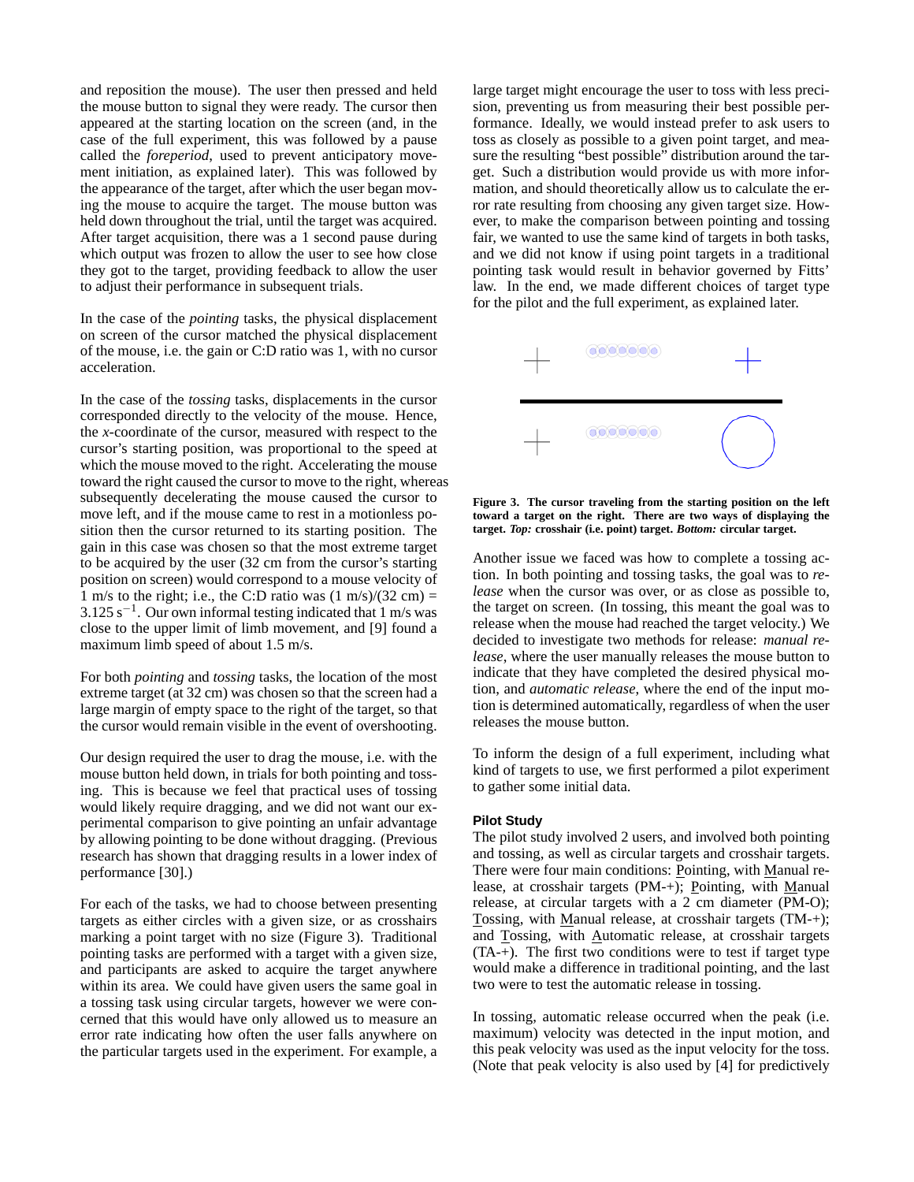and reposition the mouse). The user then pressed and held the mouse button to signal they were ready. The cursor then appeared at the starting location on the screen (and, in the case of the full experiment, this was followed by a pause called the *foreperiod*, used to prevent anticipatory movement initiation, as explained later). This was followed by the appearance of the target, after which the user began moving the mouse to acquire the target. The mouse button was held down throughout the trial, until the target was acquired. After target acquisition, there was a 1 second pause during which output was frozen to allow the user to see how close they got to the target, providing feedback to allow the user to adjust their performance in subsequent trials.

In the case of the *pointing* tasks, the physical displacement on screen of the cursor matched the physical displacement of the mouse, i.e. the gain or C:D ratio was 1, with no cursor acceleration.

In the case of the *tossing* tasks, displacements in the cursor corresponded directly to the velocity of the mouse. Hence, the *x*-coordinate of the cursor, measured with respect to the cursor's starting position, was proportional to the speed at which the mouse moved to the right. Accelerating the mouse toward the right caused the cursor to move to the right, whereas subsequently decelerating the mouse caused the cursor to move left, and if the mouse came to rest in a motionless position then the cursor returned to its starting position. The gain in this case was chosen so that the most extreme target to be acquired by the user (32 cm from the cursor's starting position on screen) would correspond to a mouse velocity of 1 m/s to the right; i.e., the C:D ratio was (1 m/s)/(32 cm) = 3.125 $s^{-1}$. Our own informal testing indicated that 1 m/s was close to the upper limit of limb movement, and [9] found a maximum limb speed of about 1.5 m/s.

For both *pointing* and *tossing* tasks, the location of the most extreme target (at 32 cm) was chosen so that the screen had a large margin of empty space to the right of the target, so that the cursor would remain visible in the event of overshooting.

Our design required the user to drag the mouse, i.e. with the mouse button held down, in trials for both pointing and tossing. This is because we feel that practical uses of tossing would likely require dragging, and we did not want our experimental comparison to give pointing an unfair advantage by allowing pointing to be done without dragging. (Previous research has shown that dragging results in a lower index of performance [30].)

For each of the tasks, we had to choose between presenting targets as either circles with a given size, or as crosshairs marking a point target with no size (Figure 3). Traditional pointing tasks are performed with a target with a given size, and participants are asked to acquire the target anywhere within its area. We could have given users the same goal in a tossing task using circular targets, however we were concerned that this would have only allowed us to measure an error rate indicating how often the user falls anywhere on the particular targets used in the experiment. For example, a large target might encourage the user to toss with less precision, preventing us from measuring their best possible performance. Ideally, we would instead prefer to ask users to toss as closely as possible to a given point target, and measure the resulting "best possible" distribution around the target. Such a distribution would provide us with more information, and should theoretically allow us to calculate the error rate resulting from choosing any given target size. However, to make the comparison between pointing and tossing fair, we wanted to use the same kind of targets in both tasks, and we did not know if using point targets in a traditional pointing task would result in behavior governed by Fitts' law. In the end, we made different choices of target type for the pilot and the full experiment, as explained later.

**Figure 3. The cursor traveling from the starting position on the left toward a target on the right. There are two ways of displaying the target. *Top:* crosshair (i.e. point) target. *Bottom:* circular target.**

Another issue we faced was how to complete a tossing action. In both pointing and tossing tasks, the goal was to *release* when the cursor was over, or as close as possible to, the target on screen. (In tossing, this meant the goal was to release when the mouse had reached the target velocity.) We decided to investigate two methods for release: *manual release*, where the user manually releases the mouse button to indicate that they have completed the desired physical motion, and *automatic release*, where the end of the input motion is determined automatically, regardless of when the user releases the mouse button.

To inform the design of a full experiment, including what kind of targets to use, we first performed a pilot experiment to gather some initial data.

### Pilot Study

The pilot study involved 2 users, and involved both pointing and tossing, as well as circular targets and crosshair targets. There were four main conditions: Pointing, with Manual release, at crosshair targets (PM-+); Pointing, with Manual release, at circular targets with a 2 cm diameter (PM-O); Tossing, with Manual release, at crosshair targets (TM-+); and Tossing, with Automatic release, at crosshair targets (TA-+). The first two conditions were to test if target type would make a difference in traditional pointing, and the last two were to test the automatic release in tossing.

In tossing, automatic release occurred when the peak (i.e. maximum) velocity was detected in the input motion, and this peak velocity was used as the input velocity for the toss. (Note that peak velocity is also used by [4] for predictively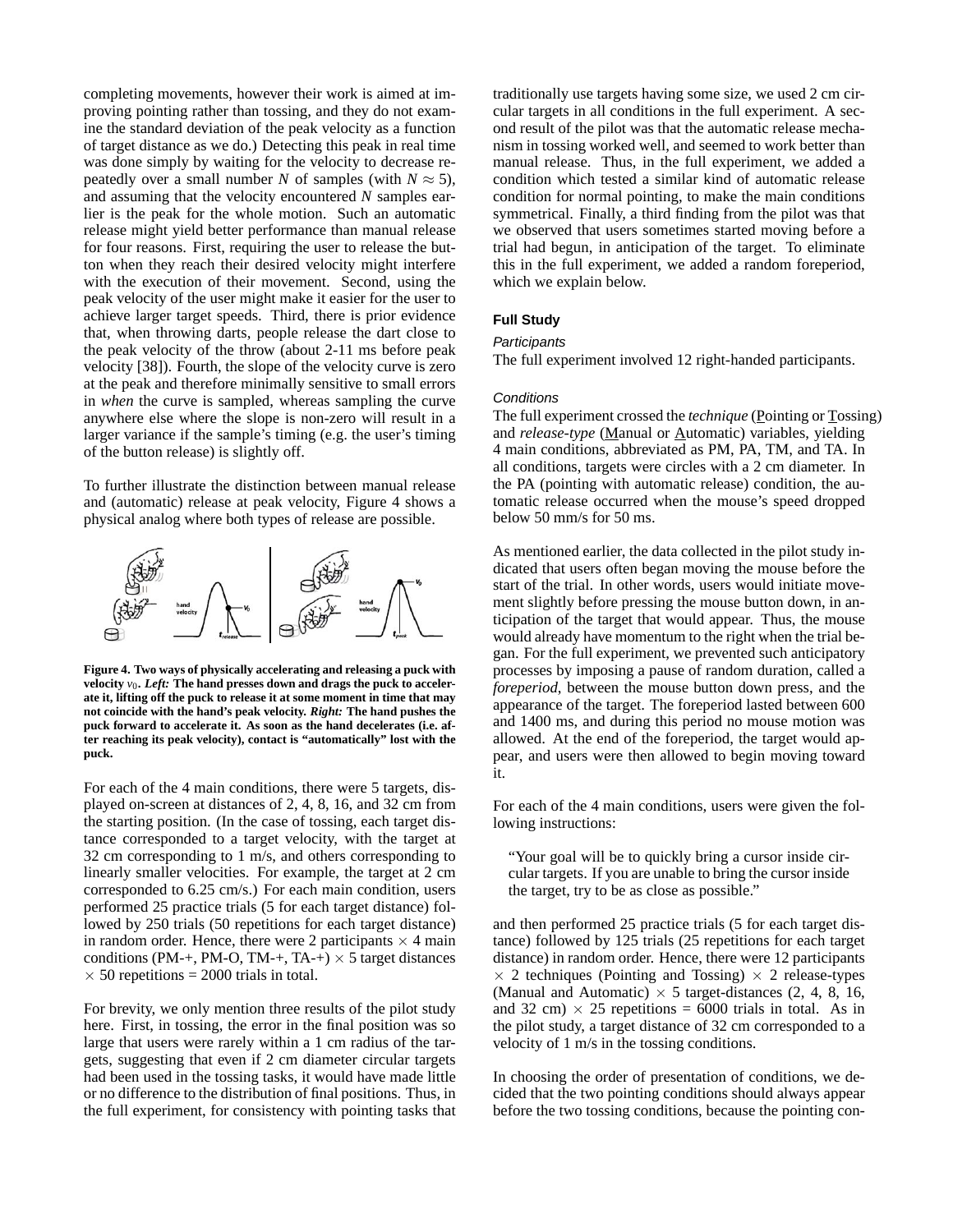completing movements, however their work is aimed at improving pointing rather than tossing, and they do not examine the standard deviation of the peak velocity as a function of target distance as we do.) Detecting this peak in real time was done simply by waiting for the velocity to decrease repeatedly over a small number $N$ of samples (with $N \approx 5$), and assuming that the velocity encountered $N$ samples earlier is the peak for the whole motion. Such an automatic release might yield better performance than manual release for four reasons. First, requiring the user to release the button when they reach their desired velocity might interfere with the execution of their movement. Second, using the peak velocity of the user might make it easier for the user to achieve larger target speeds. Third, there is prior evidence that, when throwing darts, people release the dart close to the peak velocity of the throw (about 2-11 ms before peak velocity [38]). Fourth, the slope of the velocity curve is zero at the peak and therefore minimally sensitive to small errors in *when* the curve is sampled, whereas sampling the curve anywhere else where the slope is non-zero will result in a larger variance if the sample's timing (e.g. the user's timing of the button release) is slightly off.

To further illustrate the distinction between manual release and (automatic) release at peak velocity, Figure 4 shows a physical analog where both types of release are possible.

**Figure 4. Two ways of physically accelerating and releasing a puck with velocity $v_0$. *Left:* The hand presses down and drags the puck to accelerate it, lifting off the puck to release it at some moment in time that may not coincide with the hand's peak velocity. *Right:* The hand pushes the puck forward to accelerate it. As soon as the hand decelerates (i.e. after reaching its peak velocity), contact is "automatically" lost with the puck.**

For each of the 4 main conditions, there were 5 targets, displayed on-screen at distances of 2, 4, 8, 16, and 32 cm from the starting position. (In the case of tossing, each target distance corresponded to a target velocity, with the target at 32 cm corresponding to 1 m/s, and others corresponding to linearly smaller velocities. For example, the target at 2 cm corresponded to 6.25 cm/s.) For each main condition, users performed 25 practice trials (5 for each target distance) followed by 250 trials (50 repetitions for each target distance) in random order. Hence, there were 2 participants $\times$ 4 main conditions (PM-+, PM-O, TM-+, TA-+) $\times$ 5 target distances $\times$ 50 repetitions = 2000 trials in total.

For brevity, we only mention three results of the pilot study here. First, in tossing, the error in the final position was so large that users were rarely within a 1 cm radius of the targets, suggesting that even if 2 cm diameter circular targets had been used in the tossing tasks, it would have made little or no difference to the distribution of final positions. Thus, in the full experiment, for consistency with pointing tasks that traditionally use targets having some size, we used 2 cm circular targets in all conditions in the full experiment. A second result of the pilot was that the automatic release mechanism in tossing worked well, and seemed to work better than manual release. Thus, in the full experiment, we added a condition which tested a similar kind of automatic release condition for normal pointing, to make the main conditions symmetrical. Finally, a third finding from the pilot was that we observed that users sometimes started moving before a trial had begun, in anticipation of the target. To eliminate this in the full experiment, we added a random foreperiod, which we explain below.

## Full Study

### Participants

The full experiment involved 12 right-handed participants.

### Conditions

The full experiment crossed the *technique* (Pointing or Tossing) and *release-type* (Manual or Automatic) variables, yielding 4 main conditions, abbreviated as PM, PA, TM, and TA. In all conditions, targets were circles with a 2 cm diameter. In the PA (pointing with automatic release) condition, the automatic release occurred when the mouse's speed dropped below 50 mm/s for 50 ms.

As mentioned earlier, the data collected in the pilot study indicated that users often began moving the mouse before the start of the trial. In other words, users would initiate movement slightly before pressing the mouse button down, in anticipation of the target that would appear. Thus, the mouse would already have momentum to the right when the trial began. For the full experiment, we prevented such anticipatory processes by imposing a pause of random duration, called a *foreperiod*, between the mouse button down press, and the appearance of the target. The foreperiod lasted between 600 and 1400 ms, and during this period no mouse motion was allowed. At the end of the foreperiod, the target would appear, and users were then allowed to begin moving toward it.

For each of the 4 main conditions, users were given the following instructions:

> "Your goal will be to quickly bring a cursor inside circular targets. If you are unable to bring the cursor inside the target, try to be as close as possible."

and then performed 25 practice trials (5 for each target distance) followed by 125 trials (25 repetitions for each target distance) in random order. Hence, there were 12 participants $\times$ 2 techniques (Pointing and Tossing) $\times$ 2 release-types (Manual and Automatic) $\times$ 5 target-distances (2, 4, 8, 16, and 32 cm) $\times$ 25 repetitions = 6000 trials in total. As in the pilot study, a target distance of 32 cm corresponded to a velocity of 1 m/s in the tossing conditions.

In choosing the order of presentation of conditions, we decided that the two pointing conditions should always appear before the two tossing conditions, because the pointing con-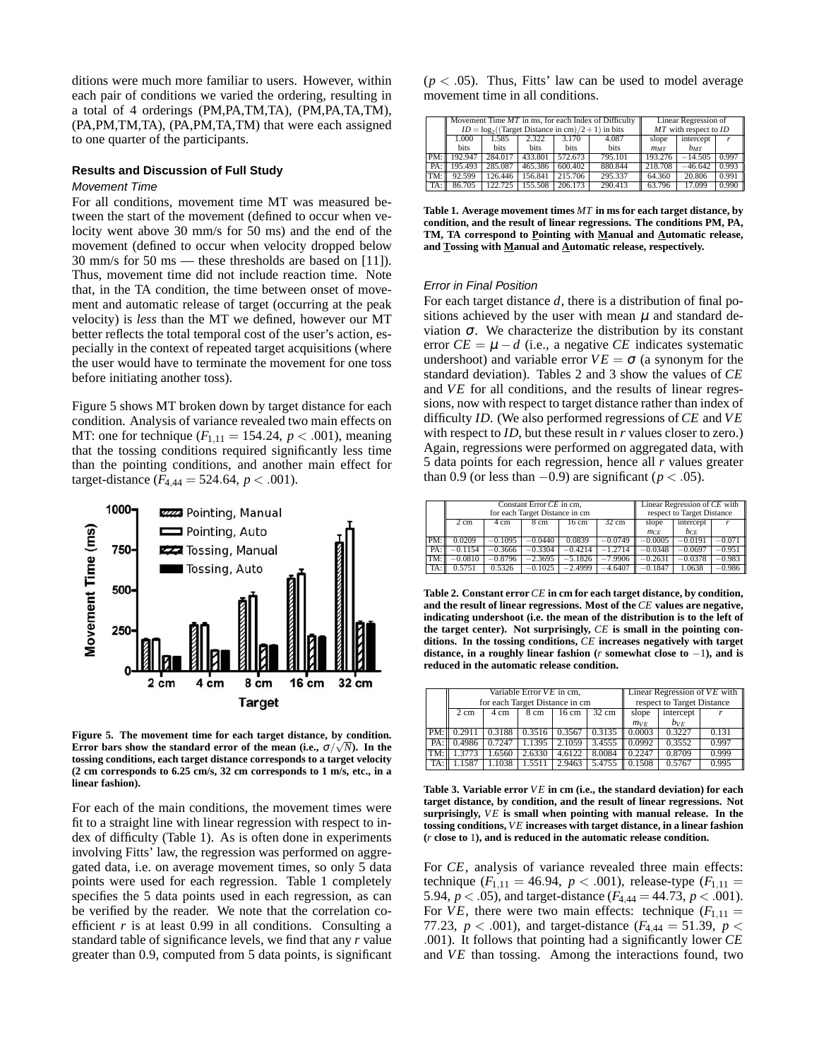ditions were much more familiar to users. However, within each pair of conditions we varied the ordering, resulting in a total of 4 orderings (PM,PA,TM,TA), (PM,PA,TA,TM), (PA,PM,TM,TA), (PA,PM,TA,TM) that were each assigned to one quarter of the participants.

### Results and Discussion of Full Study

#### *Movement Time*

For all conditions, movement time MT was measured between the start of the movement (defined to occur when velocity went above 30 mm/s for 50 ms) and the end of the movement (defined to occur when velocity dropped below 30 mm/s for 50 ms — these thresholds are based on [11]). Thus, movement time did not include reaction time. Note that, in the TA condition, the time between onset of movement and automatic release of target (occurring at the peak velocity) is *less* than the MT we defined, however our MT better reflects the total temporal cost of the user's action, especially in the context of repeated target acquisitions (where the user would have to terminate the movement for one toss before initiating another toss).

Figure 5 shows MT broken down by target distance for each condition. Analysis of variance revealed two main effects on MT: one for technique ($F_{1,11} = 154.24$, $p < .001$), meaning that the tossing conditions required significantly less time than the pointing conditions, and another main effect for target-distance ($F_{4,44} = 524.64$, $p < .001$).

**Figure 5. The movement time for each target distance, by condition. Error bars show the standard error of the mean (i.e., $\sigma/\sqrt{N}$). In the tossing conditions, each target distance corresponds to a target velocity (2 cm corresponds to 6.25 cm/s, 32 cm corresponds to 1 m/s, etc., in a linear fashion).**

For each of the main conditions, the movement times were fit to a straight line with linear regression with respect to index of difficulty (Table 1). As is often done in experiments involving Fitts' law, the regression was performed on aggregated data, i.e. on average movement times, so only 5 data points were used for each regression. Table 1 completely specifies the 5 data points used in each regression, as can be verified by the reader. We note that the correlation coefficient $r$ is at least 0.99 in all conditions. Consulting a standard table of significance levels, we find that any $r$ value greater than 0.9, computed from 5 data points, is significant ($p < .05$). Thus, Fitts' law can be used to model average movement time in all conditions.

| | Movement Time $MT$ in ms, for each Index of Difficulty $ID = \log_2((\text{Target Distance in cm})/2+1)$ in bits | | | | | Linear Regression of $MT$ with respect to $ID$ | | |
|---|---|---|---|---|---|---|---|---|
| | 1.000 bits | 1.585 bits | 2.322 bits | 3.170 bits | 4.087 bits | slope $m_{MT}$ | intercept $b_{MT}$ | $r$ |
| PM: | 192.947 | 284.017 | 433.801 | 572.673 | 795.101 | 193.276 | −14.505 | 0.997 |
| PA: | 195.493 | 285.087 | 465.386 | 600.402 | 880.844 | 218.708 | −46.642 | 0.993 |
| TM: | 92.599 | 126.446 | 156.841 | 215.706 | 295.337 | 64.360 | 20.806 | 0.991 |
| TA: | 86.705 | 122.725 | 155.508 | 206.173 | 290.413 | 63.796 | 17.099 | 0.990 |

**Table 1. Average movement times $MT$ in ms for each target distance, by condition, and the result of linear regressions. The conditions PM, PA, TM, TA correspond to Pointing with Manual and Automatic release, and Tossing with Manual and Automatic release, respectively.**

#### *Error in Final Position*

For each target distance $d$, there is a distribution of final positions achieved by the user with mean $\mu$ and standard deviation $\sigma$. We characterize the distribution by its constant error $CE = \mu - d$ (i.e., a negative $CE$ indicates systematic undershoot) and variable error $VE = \sigma$ (a synonym for the standard deviation). Tables 2 and 3 show the values of $CE$ and $VE$ for all conditions, and the results of linear regressions, now with respect to target distance rather than index of difficulty $ID$. (We also performed regressions of $CE$ and $VE$ with respect to $ID$, but these result in $r$ values closer to zero.) Again, regressions were performed on aggregated data, with 5 data points for each regression, hence all $r$ values greater than 0.9 (or less than −0.9) are significant ($p < .05$).

| | Constant Error $CE$ in cm, for each Target Distance in cm | | | | | Linear Regression of $CE$ with respect to Target Distance | | |
|---|---|---|---|---|---|---|---|---|
| | 2 cm | 4 cm | 8 cm | 16 cm | 32 cm | slope $m_{CE}$ | intercept $b_{CE}$ | $r$ |
| PM: | 0.0209 | −0.1095 | −0.0440 | 0.0839 | −0.0749 | −0.0005 | −0.0191 | −0.071 |
| PA: | −0.1154 | −0.3666 | −0.3304 | −0.4214 | −1.2714 | −0.0348 | −0.0697 | −0.951 |
| TM: | −0.0810 | −0.8796 | −2.3695 | −5.1826 | −7.9906 | −0.2631 | −0.0378 | −0.983 |
| TA: | 0.5751 | 0.5326 | −0.1025 | −2.4999 | −4.6407 | −0.1847 | 1.0638 | −0.986 |

**Table 2. Constant error $CE$ in cm for each target distance, by condition, and the result of linear regressions. Most of the $CE$ values are negative, indicating undershoot (i.e. the mean of the distribution is to the left of the target center). Not surprisingly, $CE$ is small in the pointing conditions. In the tossing conditions, $CE$ increases negatively with target distance, in a roughly linear fashion ($r$ somewhat close to −1), and is reduced in the automatic release condition.**

| | Variable Error $VE$ in cm, for each Target Distance in cm | | | | | Linear Regression of $VE$ with respect to Target Distance | | |
|---|---|---|---|---|---|---|---|---|
| | 2 cm | 4 cm | 8 cm | 16 cm | 32 cm | slope $m_{VE}$ | intercept $b_{VE}$ | $r$ |
| PM: | 0.2911 | 0.3188 | 0.3516 | 0.3567 | 0.3135 | 0.0003 | 0.3227 | 0.131 |
| PA: | 0.4986 | 0.7247 | 1.1395 | 2.1059 | 3.4555 | 0.0992 | 0.3552 | 0.997 |
| TM: | 1.3773 | 1.6560 | 2.6330 | 4.6122 | 8.0084 | 0.2247 | 0.8709 | 0.999 |
| TA: | 1.1587 | 1.1038 | 1.5511 | 2.9463 | 5.4755 | 0.1508 | 0.5767 | 0.995 |

**Table 3. Variable error $VE$ in cm (i.e., the standard deviation) for each target distance, by condition, and the result of linear regressions. Not surprisingly, $VE$ is small when pointing with manual release. In the tossing conditions, $VE$ increases with target distance, in a linear fashion ($r$ close to 1), and is reduced in the automatic release condition.**

For $CE$, analysis of variance revealed three main effects: technique ($F_{1,11} = 46.94$, $p < .001$), release-type ($F_{1,11} = 5.94$, $p < .05$), and target-distance ($F_{4,44} = 44.73$, $p < .001$). For $VE$, there were two main effects: technique ($F_{1,11} = 77.23$, $p < .001$), and target-distance ($F_{4,44} = 51.39$, $p < .001$). It follows that pointing had a significantly lower $CE$ and $VE$ than tossing. Among the interactions found, two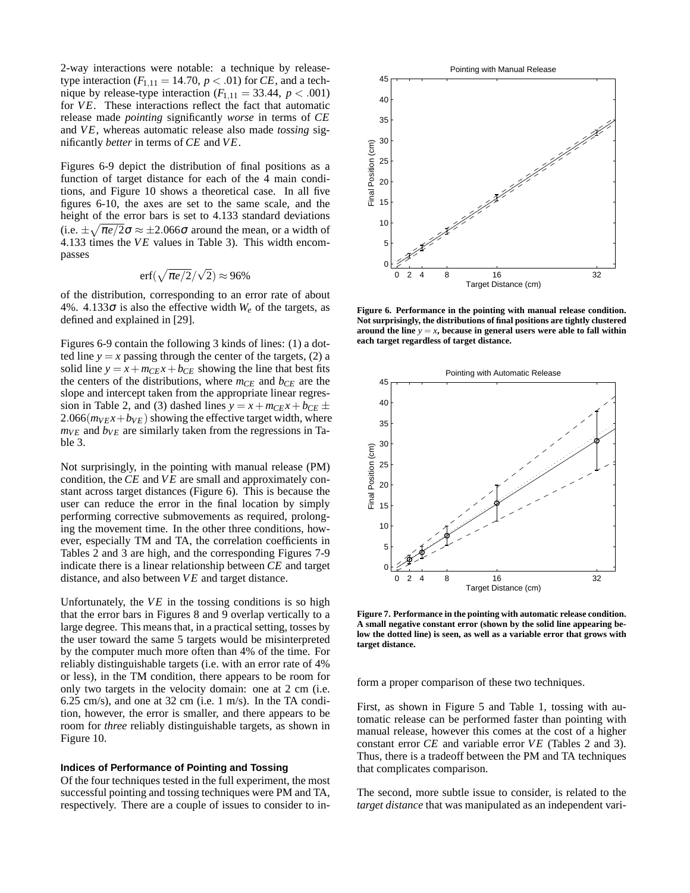2-way interactions were notable: a technique by release-type interaction ($F_{1,11} = 14.70$, $p < .01$) for $CE$, and a technique by release-type interaction ($F_{1,11} = 33.44$, $p < .001$) for $VE$. These interactions reflect the fact that automatic release made *pointing* significantly *worse* in terms of $CE$ and $VE$, whereas automatic release also made *tossing* significantly *better* in terms of $CE$ and $VE$.

Figures 6-9 depict the distribution of final positions as a function of target distance for each of the 4 main conditions, and Figure 10 shows a theoretical case. In all five figures 6-10, the axes are set to the same scale, and the height of the error bars is set to 4.133 standard deviations (i.e. $\pm\sqrt{\pi e/2}\sigma \approx \pm 2.066\sigma$ around the mean, or a width of 4.133 times the $VE$ values in Table 3). This width encompasses

$$\text{erf}(\sqrt{\pi e/2}/\sqrt{2}) \approx 96\%$$

of the distribution, corresponding to an error rate of about 4%. $4.133\sigma$ is also the effective width $W_e$ of the targets, as defined and explained in [29].

Figures 6-9 contain the following 3 kinds of lines: (1) a dotted line $y = x$ passing through the center of the targets, (2) a solid line $y = x + m_{CE}x + b_{CE}$ showing the line that best fits the centers of the distributions, where $m_{CE}$ and $b_{CE}$ are the slope and intercept taken from the appropriate linear regression in Table 2, and (3) dashed lines $y = x + m_{CE}x + b_{CE} \pm 2.066(m_{VE}x + b_{VE})$ showing the effective target width, where $m_{VE}$ and $b_{VE}$ are similarly taken from the regressions in Table 3.

Not surprisingly, in the pointing with manual release (PM) condition, the $CE$ and $VE$ are small and approximately constant across target distances (Figure 6). This is because the user can reduce the error in the final location by simply performing corrective submovements as required, prolonging the movement time. In the other three conditions, however, especially TM and TA, the correlation coefficients in Tables 2 and 3 are high, and the corresponding Figures 7-9 indicate there is a linear relationship between $CE$ and target distance, and also between $VE$ and target distance.

Unfortunately, the $VE$ in the tossing conditions is so high that the error bars in Figures 8 and 9 overlap vertically to a large degree. This means that, in a practical setting, tosses by the user toward the same 5 targets would be misinterpreted by the computer much more often than 4% of the time. For reliably distinguishable targets (i.e. with an error rate of 4% or less), in the TM condition, there appears to be room for only two targets in the velocity domain: one at 2 cm (i.e. 6.25 cm/s), and one at 32 cm (i.e. 1 m/s). In the TA condition, however, the error is smaller, and there appears to be room for *three* reliably distinguishable targets, as shown in Figure 10.

### Indices of Performance of Pointing and Tossing

Of the four techniques tested in the full experiment, the most successful pointing and tossing techniques were PM and TA, respectively. There are a couple of issues to consider to inform a proper comparison of these two techniques.

**Figure 6. Performance in the pointing with manual release condition. Not surprisingly, the distributions of final positions are tightly clustered around the line $y = x$, because in general users were able to fall within each target regardless of target distance.**

**Figure 7. Performance in the pointing with automatic release condition. A small negative constant error (shown by the solid line appearing below the dotted line) is seen, as well as a variable error that grows with target distance.**

First, as shown in Figure 5 and Table 1, tossing with automatic release can be performed faster than pointing with manual release, however this comes at the cost of a higher constant error $CE$ and variable error $VE$ (Tables 2 and 3). Thus, there is a tradeoff between the PM and TA techniques that complicates comparison.

The second, more subtle issue to consider, is related to the *target distance* that was manipulated as an independent vari-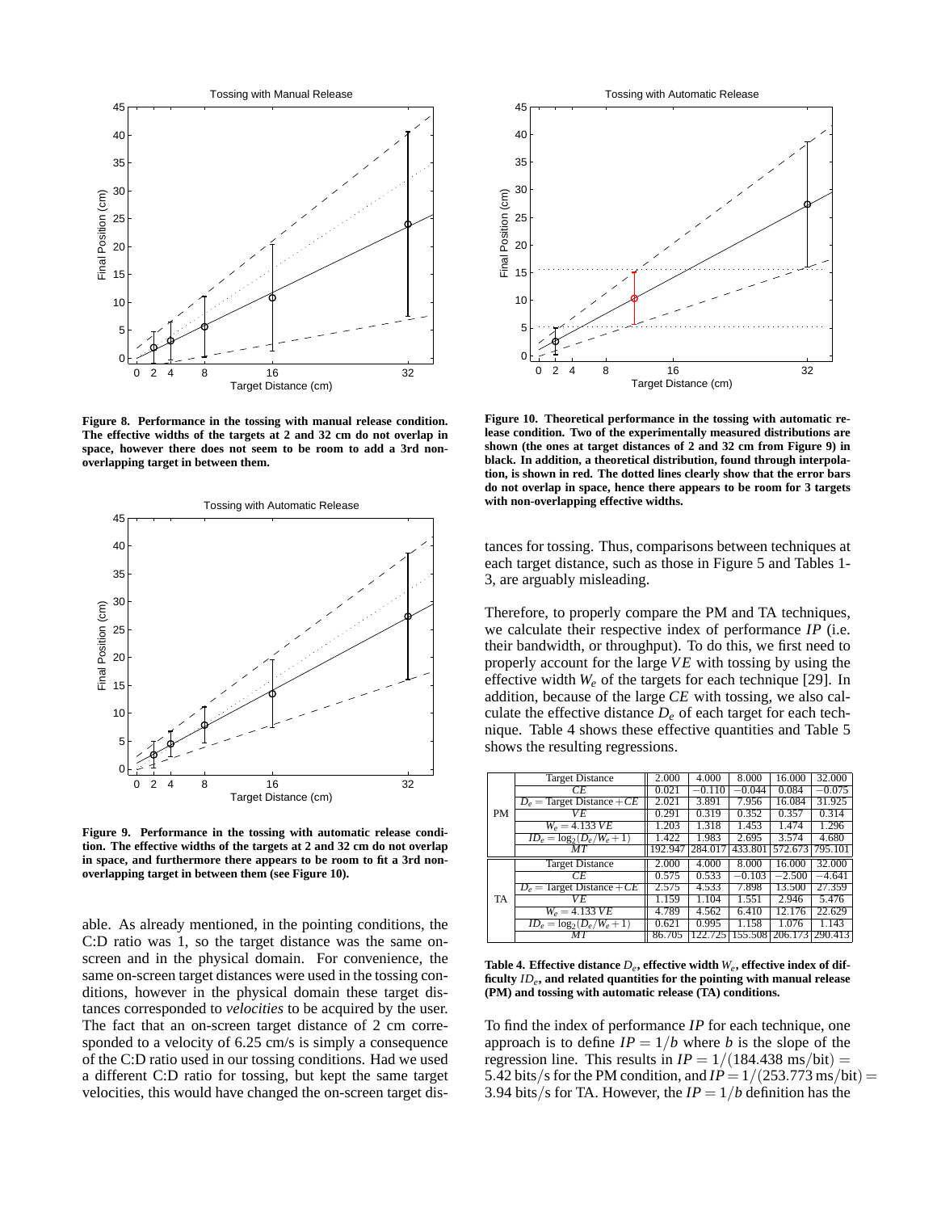Figure 8. Performance in the tossing with manual release condition. The effective widths of the targets at 2 and 32 cm do not overlap in space, however there does not seem to be room to add a 3rd non-overlapping target in between them.

Figure 9. Performance in the tossing with automatic release condition. The effective widths of the targets at 2 and 32 cm do not overlap in space, and furthermore there appears to be room to fit a 3rd non-overlapping target in between them (see Figure 10).

able. As already mentioned, in the pointing conditions, the C:D ratio was 1, so the target distance was the same on-screen and in the physical domain. For convenience, the same on-screen target distances were used in the tossing conditions, however in the physical domain these target distances corresponded to *velocities* to be acquired by the user. The fact that an on-screen target distance of 2 cm corresponded to a velocity of 6.25 cm/s is simply a consequence of the C:D ratio used in our tossing conditions. Had we used a different C:D ratio for tossing, but kept the same target velocities, this would have changed the on-screen target distances for tossing. Thus, comparisons between techniques at each target distance, such as those in Figure 5 and Tables 1-3, are arguably misleading.

Figure 10. Theoretical performance in the tossing with automatic release condition. Two of the experimentally measured distributions are shown (the ones at target distances of 2 and 32 cm from Figure 9) in black. In addition, a theoretical distribution, found through interpolation, is shown in red. The dotted lines clearly show that the error bars do not overlap in space, hence there appears to be room for 3 targets with non-overlapping effective widths.

Therefore, to properly compare the PM and TA techniques, we calculate their respective index of performance $IP$ (i.e. their bandwidth, or throughput). To do this, we first need to properly account for the large $VE$ with tossing by using the effective width $W_e$ of the targets for each technique [29]. In addition, because of the large $CE$ with tossing, we also calculate the effective distance $D_e$ of each target for each technique. Table 4 shows these effective quantities and Table 5 shows the resulting regressions.

| | | | | | | |
|---|---|---|---|---|---|---|
| PM | Target Distance | 2.000 | 4.000 | 8.000 | 16.000 | 32.000 |
| | $CE$ | 0.021 | −0.110 | −0.044 | 0.084 | −0.075 |
| | $D_e$ = Target Distance + $CE$ | 2.021 | 3.891 | 7.956 | 16.084 | 31.925 |
| | $VE$ | 0.291 | 0.319 | 0.352 | 0.357 | 0.314 |
| | $W_e = 4.133\,VE$ | 1.203 | 1.318 | 1.453 | 1.474 | 1.296 |
| | $ID_e = \log_2(D_e/W_e+1)$ | 1.422 | 1.983 | 2.695 | 3.574 | 4.680 |
| | $MT$ | 192.947 | 284.017 | 433.801 | 572.673 | 795.101 |
| TA | Target Distance | 2.000 | 4.000 | 8.000 | 16.000 | 32.000 |
| | $CE$ | 0.575 | 0.533 | −0.103 | −2.500 | −4.641 |
| | $D_e$ = Target Distance + $CE$ | 2.575 | 4.533 | 7.898 | 13.500 | 27.359 |
| | $VE$ | 1.159 | 1.104 | 1.551 | 2.946 | 5.476 |
| | $W_e = 4.133\,VE$ | 4.789 | 4.562 | 6.410 | 12.176 | 22.629 |
| | $ID_e = \log_2(D_e/W_e+1)$ | 0.621 | 0.995 | 1.158 | 1.076 | 1.143 |
| | $MT$ | 86.705 | 122.725 | 155.508 | 206.173 | 290.413 |

Table 4. Effective distance $D_e$, effective width $W_e$, effective index of difficulty $ID_e$, and related quantities for the pointing with manual release (PM) and tossing with automatic release (TA) conditions.

To find the index of performance $IP$ for each technique, one approach is to define $IP = 1/b$ where $b$ is the slope of the regression line. This results in $IP = 1/(184.438\text{ ms/bit}) = 5.42\text{ bits/s}$ for the PM condition, and $IP = 1/(253.773\text{ ms/bit}) = 3.94\text{ bits/s}$ for TA. However, the $IP = 1/b$ definition has the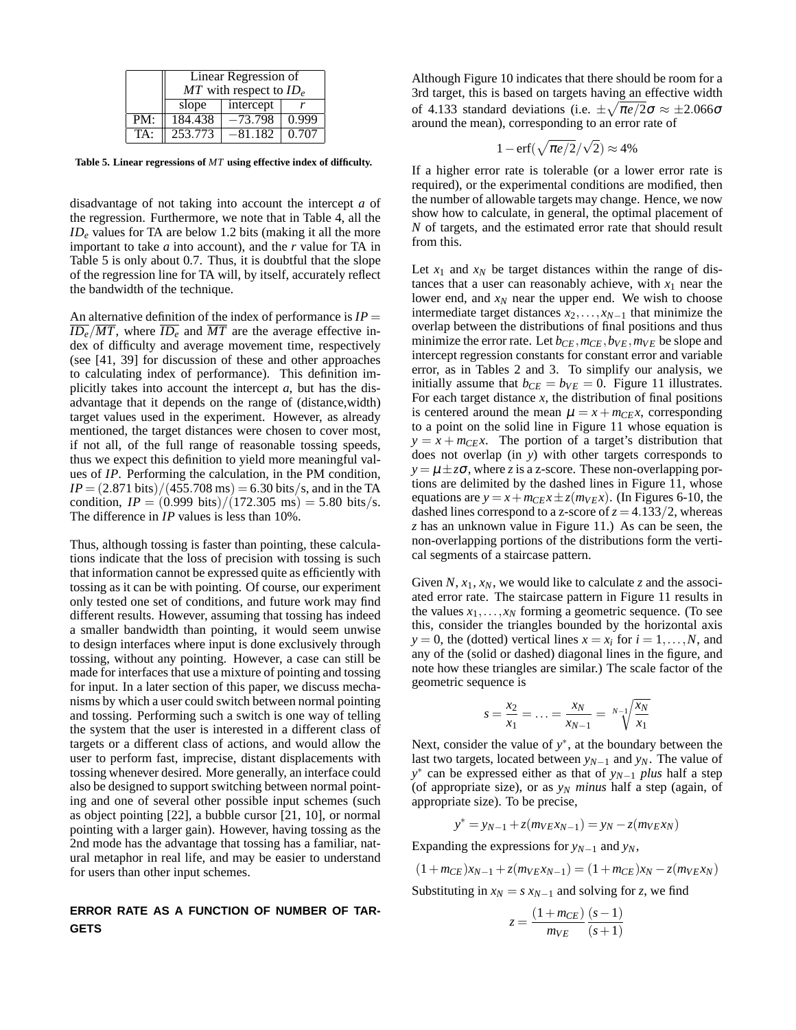| | Linear Regression of $MT$ with respect to $ID_e$ | | |
|---|---|---|---|
| | slope | intercept | $r$ |
| PM: | 184.438 | −73.798 | 0.999 |
| TA: | 253.773 | −81.182 | 0.707 |

**Table 5. Linear regressions of $MT$ using effective index of difficulty.**

disadvantage of not taking into account the intercept $a$ of the regression. Furthermore, we note that in Table 4, all the $ID_e$ values for TA are below 1.2 bits (making it all the more important to take $a$ into account), and the $r$ value for TA in Table 5 is only about 0.7. Thus, it is doubtful that the slope of the regression line for TA will, by itself, accurately reflect the bandwidth of the technique.

An alternative definition of the index of performance is $IP = \overline{ID_e}/\overline{MT}$, where $\overline{ID_e}$ and $\overline{MT}$ are the average effective index of difficulty and average movement time, respectively (see [41, 39] for discussion of these and other approaches to calculating index of performance). This definition implicitly takes into account the intercept $a$, but has the disadvantage that it depends on the range of (distance,width) target values used in the experiment. However, as already mentioned, the target distances were chosen to cover most, if not all, of the full range of reasonable tossing speeds, thus we expect this definition to yield more meaningful values of $IP$. Performing the calculation, in the PM condition, $IP = (2.871 \text{ bits})/(455.708 \text{ ms}) = 6.30 \text{ bits/s}$, and in the TA condition, $IP = (0.999 \text{ bits})/(172.305 \text{ ms}) = 5.80 \text{ bits/s}$. The difference in $IP$ values is less than 10%.

Thus, although tossing is faster than pointing, these calculations indicate that the loss of precision with tossing is such that information cannot be expressed quite as efficiently with tossing as it can be with pointing. Of course, our experiment only tested one set of conditions, and future work may find different results. However, assuming that tossing has indeed a smaller bandwidth than pointing, it would seem unwise to design interfaces where input is done exclusively through tossing, without any pointing. However, a case can still be made for interfaces that use a mixture of pointing and tossing for input. In a later section of this paper, we discuss mechanisms by which a user could switch between normal pointing and tossing. Performing such a switch is one way of telling the system that the user is interested in a different class of targets or a different class of actions, and would allow the user to perform fast, imprecise, distant displacements with tossing whenever desired. More generally, an interface could also be designed to support switching between normal pointing and one of several other possible input schemes (such as object pointing [22], a bubble cursor [21, 10], or normal pointing with a larger gain). However, having tossing as the 2nd mode has the advantage that tossing has a familiar, natural metaphor in real life, and may be easier to understand for users than other input schemes.

## ERROR RATE AS A FUNCTION OF NUMBER OF TARGETS

Although Figure 10 indicates that there should be room for a 3rd target, this is based on targets having an effective width of 4.133 standard deviations (i.e. $\pm\sqrt{\pi e/2}\sigma \approx \pm 2.066\sigma$ around the mean), corresponding to an error rate of

$$1 - \text{erf}(\sqrt{\pi e/2}/\sqrt{2}) \approx 4\%$$

If a higher error rate is tolerable (or a lower error rate is required), or the experimental conditions are modified, then the number of allowable targets may change. Hence, we now show how to calculate, in general, the optimal placement of $N$ of targets, and the estimated error rate that should result from this.

Let $x_1$ and $x_N$ be target distances within the range of distances that a user can reasonably achieve, with $x_1$ near the lower end, and $x_N$ near the upper end. We wish to choose intermediate target distances $x_2, \ldots, x_{N-1}$ that minimize the overlap between the distributions of final positions and thus minimize the error rate. Let $b_{CE}, m_{CE}, b_{VE}, m_{VE}$ be slope and intercept regression constants for constant error and variable error, as in Tables 2 and 3. To simplify our analysis, we initially assume that $b_{CE} = b_{VE} = 0$. Figure 11 illustrates. For each target distance $x$, the distribution of final positions is centered around the mean $\mu = x + m_{CE}x$, corresponding to a point on the solid line in Figure 11 whose equation is $y = x + m_{CE}x$. The portion of a target's distribution that does not overlap (in $y$) with other targets corresponds to $y = \mu \pm z\sigma$, where $z$ is a z-score. These non-overlapping portions are delimited by the dashed lines in Figure 11, whose equations are $y = x + m_{CE}x \pm z(m_{VE}x)$. (In Figures 6-10, the dashed lines correspond to a z-score of $z = 4.133/2$, whereas $z$ has an unknown value in Figure 11.) As can be seen, the non-overlapping portions of the distributions form the vertical segments of a staircase pattern.

Given $N$, $x_1$, $x_N$, we would like to calculate $z$ and the associated error rate. The staircase pattern in Figure 11 results in the values $x_1, \ldots, x_N$ forming a geometric sequence. (To see this, consider the triangles bounded by the horizontal axis $y = 0$, the (dotted) vertical lines $x = x_i$ for $i = 1, \ldots, N$, and any of the (solid or dashed) diagonal lines in the figure, and note how these triangles are similar.) The scale factor of the geometric sequence is

$$s = \frac{x_2}{x_1} = \ldots = \frac{x_N}{x_{N-1}} = \sqrt[N-1]{\frac{x_N}{x_1}}$$

Next, consider the value of $y^*$, at the boundary between the last two targets, located between $y_{N-1}$ and $y_N$. The value of $y^*$ can be expressed either as that of $y_{N-1}$ *plus* half a step (of appropriate size), or as $y_N$ *minus* half a step (again, of appropriate size). To be precise,

$$y^* = y_{N-1} + z(m_{VE}x_{N-1}) = y_N - z(m_{VE}x_N)$$

Expanding the expressions for $y_{N-1}$ and $y_N$,

$$(1 + m_{CE})x_{N-1} + z(m_{VE}x_{N-1}) = (1 + m_{CE})x_N - z(m_{VE}x_N)$$

Substituting in $x_N = s\, x_{N-1}$ and solving for $z$, we find

$$z = \frac{(1 + m_{CE})}{m_{VE}} \frac{(s-1)}{(s+1)}$$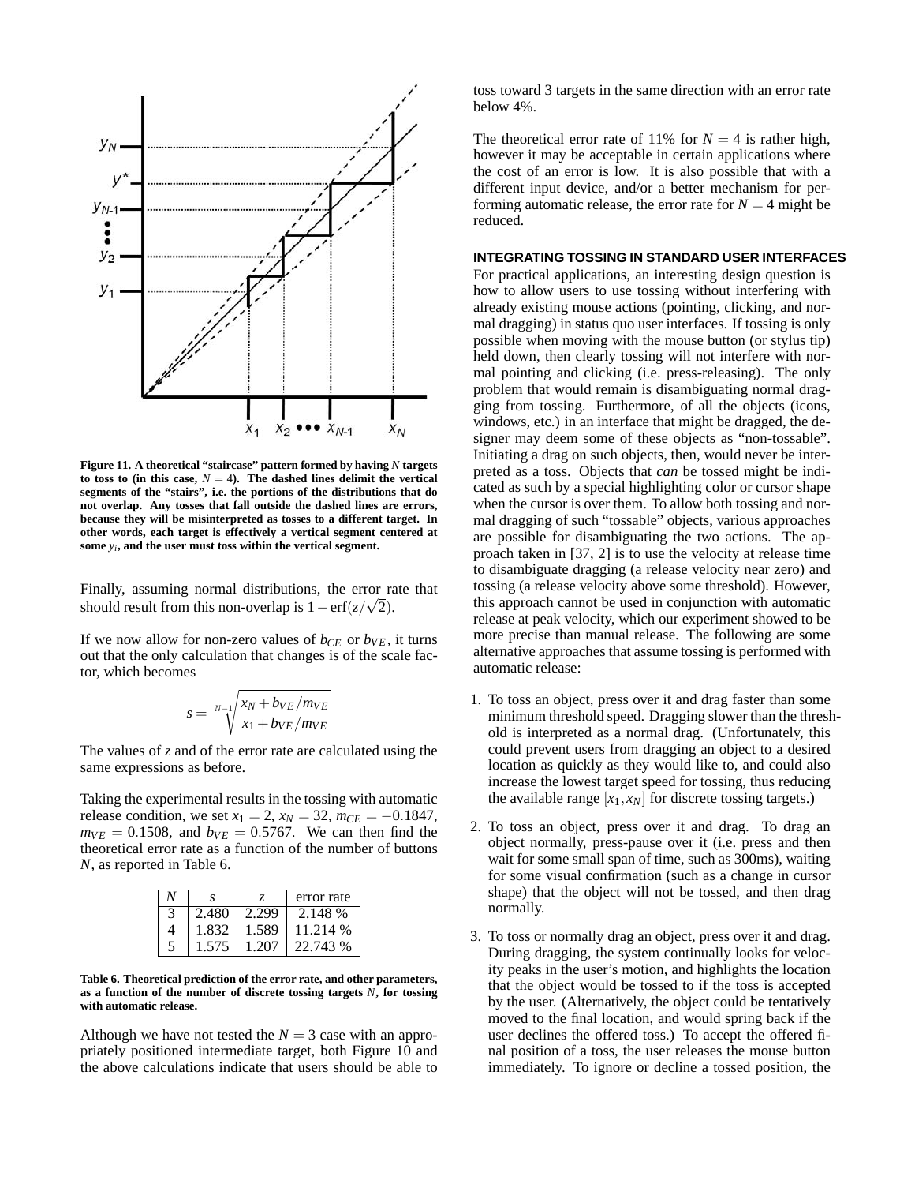**Figure 11. A theoretical "staircase" pattern formed by having $N$ targets to toss to (in this case, $N = 4$). The dashed lines delimit the vertical segments of the "stairs", i.e. the portions of the distributions that do not overlap. Any tosses that fall outside the dashed lines are errors, because they will be misinterpreted as tosses to a different target. In other words, each target is effectively a vertical segment centered at some $y_i$, and the user must toss within the vertical segment.**

Finally, assuming normal distributions, the error rate that should result from this non-overlap is $1 - \text{erf}(z/\sqrt{2})$.

If we now allow for non-zero values of $b_{CE}$ or $b_{VE}$, it turns out that the only calculation that changes is of the scale factor, which becomes

$$s = \sqrt[N-1]{\frac{x_N + b_{VE}/m_{VE}}{x_1 + b_{VE}/m_{VE}}}$$

The values of $z$ and of the error rate are calculated using the same expressions as before.

Taking the experimental results in the tossing with automatic release condition, we set $x_1 = 2$, $x_N = 32$, $m_{CE} = -0.1847$, $m_{VE} = 0.1508$, and $b_{VE} = 0.5767$. We can then find the theoretical error rate as a function of the number of buttons $N$, as reported in Table 6.

| $N$ | $s$ | $z$ | error rate |
|---|---|---|---|
| 3 | 2.480 | 2.299 | 2.148 % |
| 4 | 1.832 | 1.589 | 11.214 % |
| 5 | 1.575 | 1.207 | 22.743 % |

**Table 6. Theoretical prediction of the error rate, and other parameters, as a function of the number of discrete tossing targets $N$, for tossing with automatic release.**

Although we have not tested the $N = 3$ case with an appropriately positioned intermediate target, both Figure 10 and the above calculations indicate that users should be able to toss toward 3 targets in the same direction with an error rate below 4%.

The theoretical error rate of 11% for $N = 4$ is rather high, however it may be acceptable in certain applications where the cost of an error is low. It is also possible that with a different input device, and/or a better mechanism for performing automatic release, the error rate for $N = 4$ might be reduced.

## INTEGRATING TOSSING IN STANDARD USER INTERFACES

For practical applications, an interesting design question is how to allow users to use tossing without interfering with already existing mouse actions (pointing, clicking, and normal dragging) in status quo user interfaces. If tossing is only possible when moving with the mouse button (or stylus tip) held down, then clearly tossing will not interfere with normal pointing and clicking (i.e. press-releasing). The only problem that would remain is disambiguating normal dragging from tossing. Furthermore, of all the objects (icons, windows, etc.) in an interface that might be dragged, the designer may deem some of these objects as "non-tossable". Initiating a drag on such objects, then, would never be interpreted as a toss. Objects that *can* be tossed might be indicated as such by a special highlighting color or cursor shape when the cursor is over them. To allow both tossing and normal dragging of such "tossable" objects, various approaches are possible for disambiguating the two actions. The approach taken in [37, 2] is to use the velocity at release time to disambiguate dragging (a release velocity near zero) and tossing (a release velocity above some threshold). However, this approach cannot be used in conjunction with automatic release at peak velocity, which our experiment showed to be more precise than manual release. The following are some alternative approaches that assume tossing is performed with automatic release:

1. To toss an object, press over it and drag faster than some minimum threshold speed. Dragging slower than the threshold is interpreted as a normal drag. (Unfortunately, this could prevent users from dragging an object to a desired location as quickly as they would like to, and could also increase the lowest target speed for tossing, thus reducing the available range $[x_1, x_N]$ for discrete tossing targets.)
2. To toss an object, press over it and drag. To drag an object normally, press-pause over it (i.e. press and then wait for some small span of time, such as 300ms), waiting for some visual confirmation (such as a change in cursor shape) that the object will not be tossed, and then drag normally.
3. To toss or normally drag an object, press over it and drag. During dragging, the system continually looks for velocity peaks in the user's motion, and highlights the location that the object would be tossed to if the toss is accepted by the user. (Alternatively, the object could be tentatively moved to the final location, and would spring back if the user declines the offered toss.) To accept the offered final position of a toss, the user releases the mouse button immediately. To ignore or decline a tossed position, the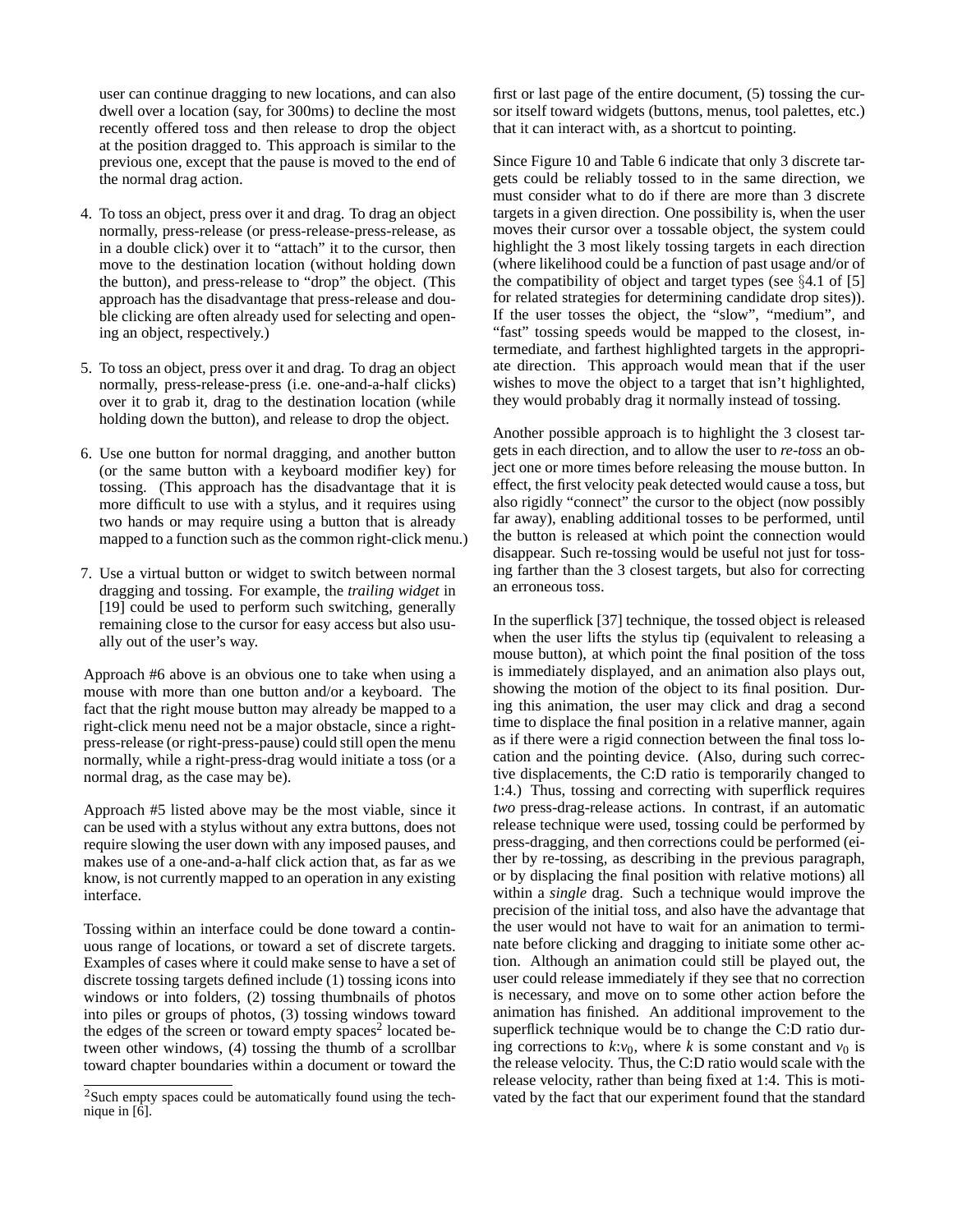user can continue dragging to new locations, and can also dwell over a location (say, for 300ms) to decline the most recently offered toss and then release to drop the object at the position dragged to. This approach is similar to the previous one, except that the pause is moved to the end of the normal drag action.

4. To toss an object, press over it and drag. To drag an object normally, press-release (or press-release-press-release, as in a double click) over it to "attach" it to the cursor, then move to the destination location (without holding down the button), and press-release to "drop" the object. (This approach has the disadvantage that press-release and double clicking are often already used for selecting and opening an object, respectively.)

5. To toss an object, press over it and drag. To drag an object normally, press-release-press (i.e. one-and-a-half clicks) over it to grab it, drag to the destination location (while holding down the button), and release to drop the object.

6. Use one button for normal dragging, and another button (or the same button with a keyboard modifier key) for tossing. (This approach has the disadvantage that it is more difficult to use with a stylus, and it requires using two hands or may require using a button that is already mapped to a function such as the common right-click menu.)

7. Use a virtual button or widget to switch between normal dragging and tossing. For example, the *trailing widget* in [19] could be used to perform such switching, generally remaining close to the cursor for easy access but also usually out of the user's way.

Approach #6 above is an obvious one to take when using a mouse with more than one button and/or a keyboard. The fact that the right mouse button may already be mapped to a right-click menu need not be a major obstacle, since a right-press-release (or right-press-pause) could still open the menu normally, while a right-press-drag would initiate a toss (or a normal drag, as the case may be).

Approach #5 listed above may be the most viable, since it can be used with a stylus without any extra buttons, does not require slowing the user down with any imposed pauses, and makes use of a one-and-a-half click action that, as far as we know, is not currently mapped to an operation in any existing interface.

Tossing within an interface could be done toward a continuous range of locations, or toward a set of discrete targets. Examples of cases where it could make sense to have a set of discrete tossing targets defined include (1) tossing icons into windows or into folders, (2) tossing thumbnails of photos into piles or groups of photos, (3) tossing windows toward the edges of the screen or toward empty spaces[2] located between other windows, (4) tossing the thumb of a scrollbar toward chapter boundaries within a document or toward the first or last page of the entire document, (5) tossing the cursor itself toward widgets (buttons, menus, tool palettes, etc.) that it can interact with, as a shortcut to pointing.

[2]Such empty spaces could be automatically found using the technique in [6].

Since Figure 10 and Table 6 indicate that only 3 discrete targets could be reliably tossed to in the same direction, we must consider what to do if there are more than 3 discrete targets in a given direction. One possibility is, when the user moves their cursor over a tossable object, the system could highlight the 3 most likely tossing targets in each direction (where likelihood could be a function of past usage and/or of the compatibility of object and target types (see §4.1 of [5] for related strategies for determining candidate drop sites)). If the user tosses the object, the "slow", "medium", and "fast" tossing speeds would be mapped to the closest, intermediate, and farthest highlighted targets in the appropriate direction. This approach would mean that if the user wishes to move the object to a target that isn't highlighted, they would probably drag it normally instead of tossing.

Another possible approach is to highlight the 3 closest targets in each direction, and to allow the user to *re-toss* an object one or more times before releasing the mouse button. In effect, the first velocity peak detected would cause a toss, but also rigidly "connect" the cursor to the object (now possibly far away), enabling additional tosses to be performed, until the button is released at which point the connection would disappear. Such re-tossing would be useful not just for tossing farther than the 3 closest targets, but also for correcting an erroneous toss.

In the superflick [37] technique, the tossed object is released when the user lifts the stylus tip (equivalent to releasing a mouse button), at which point the final position of the toss is immediately displayed, and an animation also plays out, showing the motion of the object to its final position. During this animation, the user may click and drag a second time to displace the final position in a relative manner, again as if there were a rigid connection between the final toss location and the pointing device. (Also, during such corrective displacements, the C:D ratio is temporarily changed to 1:4.) Thus, tossing and correcting with superflick requires *two* press-drag-release actions. In contrast, if an automatic release technique were used, tossing could be performed by press-dragging, and then corrections could be performed (either by re-tossing, as describing in the previous paragraph, or by displacing the final position with relative motions) all within a *single* drag. Such a technique would improve the precision of the initial toss, and also have the advantage that the user would not have to wait for an animation to terminate before clicking and dragging to initiate some other action. Although an animation could still be played out, the user could release immediately if they see that no correction is necessary, and move on to some other action before the animation has finished. An additional improvement to the superflick technique would be to change the C:D ratio during corrections to $k$:$v_0$, where $k$ is some constant and $v_0$ is the release velocity. Thus, the C:D ratio would scale with the release velocity, rather than being fixed at 1:4. This is motivated by the fact that our experiment found that the standard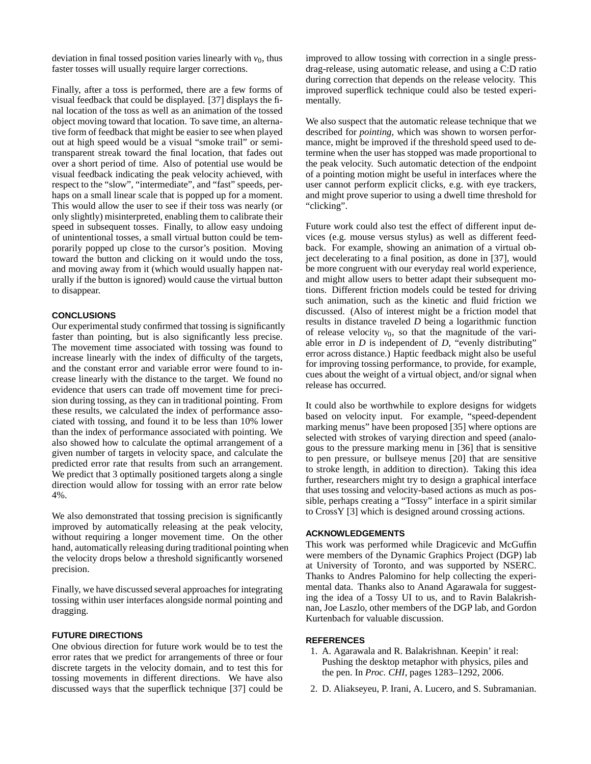deviation in final tossed position varies linearly with $v_0$, thus faster tosses will usually require larger corrections.

Finally, after a toss is performed, there are a few forms of visual feedback that could be displayed. [37] displays the final location of the toss as well as an animation of the tossed object moving toward that location. To save time, an alternative form of feedback that might be easier to see when played out at high speed would be a visual "smoke trail" or semi-transparent streak toward the final location, that fades out over a short period of time. Also of potential use would be visual feedback indicating the peak velocity achieved, with respect to the "slow", "intermediate", and "fast" speeds, perhaps on a small linear scale that is popped up for a moment. This would allow the user to see if their toss was nearly (or only slightly) misinterpreted, enabling them to calibrate their speed in subsequent tosses. Finally, to allow easy undoing of unintentional tosses, a small virtual button could be temporarily popped up close to the cursor's position. Moving toward the button and clicking on it would undo the toss, and moving away from it (which would usually happen naturally if the button is ignored) would cause the virtual button to disappear.

## CONCLUSIONS

Our experimental study confirmed that tossing is significantly faster than pointing, but is also significantly less precise. The movement time associated with tossing was found to increase linearly with the index of difficulty of the targets, and the constant error and variable error were found to increase linearly with the distance to the target. We found no evidence that users can trade off movement time for precision during tossing, as they can in traditional pointing. From these results, we calculated the index of performance associated with tossing, and found it to be less than 10% lower than the index of performance associated with pointing. We also showed how to calculate the optimal arrangement of a given number of targets in velocity space, and calculate the predicted error rate that results from such an arrangement. We predict that 3 optimally positioned targets along a single direction would allow for tossing with an error rate below 4%.

We also demonstrated that tossing precision is significantly improved by automatically releasing at the peak velocity, without requiring a longer movement time. On the other hand, automatically releasing during traditional pointing when the velocity drops below a threshold significantly worsened precision.

Finally, we have discussed several approaches for integrating tossing within user interfaces alongside normal pointing and dragging.

## FUTURE DIRECTIONS

One obvious direction for future work would be to test the error rates that we predict for arrangements of three or four discrete targets in the velocity domain, and to test this for tossing movements in different directions. We have also discussed ways that the superflick technique [37] could be improved to allow tossing with correction in a single press-drag-release, using automatic release, and using a C:D ratio during correction that depends on the release velocity. This improved superflick technique could also be tested experimentally.

We also suspect that the automatic release technique that we described for *pointing*, which was shown to worsen performance, might be improved if the threshold speed used to determine when the user has stopped was made proportional to the peak velocity. Such automatic detection of the endpoint of a pointing motion might be useful in interfaces where the user cannot perform explicit clicks, e.g. with eye trackers, and might prove superior to using a dwell time threshold for "clicking".

Future work could also test the effect of different input devices (e.g. mouse versus stylus) as well as different feedback. For example, showing an animation of a virtual object decelerating to a final position, as done in [37], would be more congruent with our everyday real world experience, and might allow users to better adapt their subsequent motions. Different friction models could be tested for driving such animation, such as the kinetic and fluid friction we discussed. (Also of interest might be a friction model that results in distance traveled $D$ being a logarithmic function of release velocity $v_0$, so that the magnitude of the variable error in $D$ is independent of $D$, "evenly distributing" error across distance.) Haptic feedback might also be useful for improving tossing performance, to provide, for example, cues about the weight of a virtual object, and/or signal when release has occurred.

It could also be worthwhile to explore designs for widgets based on velocity input. For example, "speed-dependent marking menus" have been proposed [35] where options are selected with strokes of varying direction and speed (analogous to the pressure marking menu in [36] that is sensitive to pen pressure, or bullseye menus [20] that are sensitive to stroke length, in addition to direction). Taking this idea further, researchers might try to design a graphical interface that uses tossing and velocity-based actions as much as possible, perhaps creating a "Tossy" interface in a spirit similar to CrossY [3] which is designed around crossing actions.

## ACKNOWLEDGEMENTS

This work was performed while Dragicevic and McGuffin were members of the Dynamic Graphics Project (DGP) lab at University of Toronto, and was supported by NSERC. Thanks to Andres Palomino for help collecting the experimental data. Thanks also to Anand Agarawala for suggesting the idea of a Tossy UI to us, and to Ravin Balakrishnan, Joe Laszlo, other members of the DGP lab, and Gordon Kurtenbach for valuable discussion.

## REFERENCES

1. A. Agarawala and R. Balakrishnan. Keepin' it real: Pushing the desktop metaphor with physics, piles and the pen. In *Proc. CHI*, pages 1283–1292, 2006.
2. D. Aliakseyeu, P. Irani, A. Lucero, and S. Subramanian.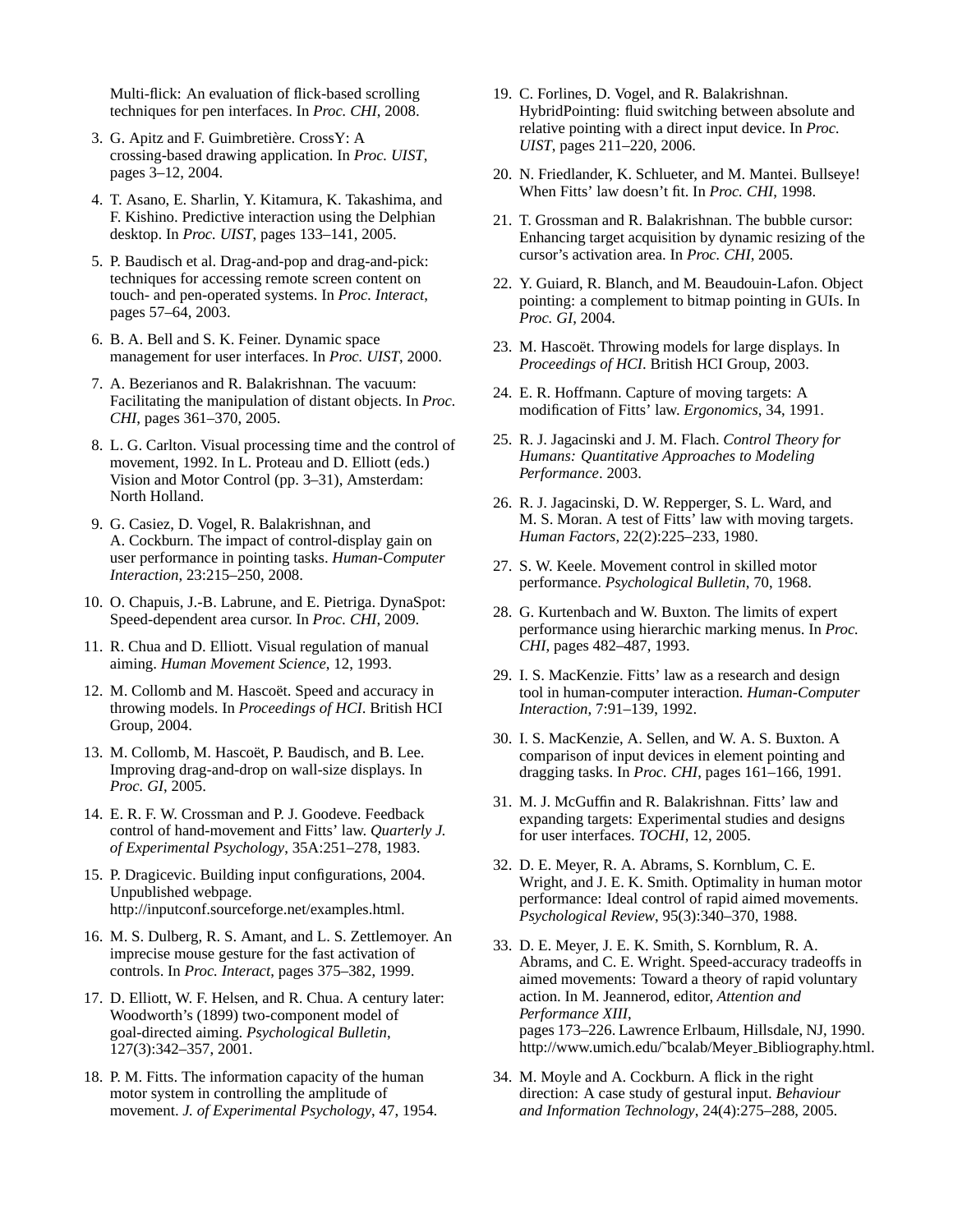Multi-flick: An evaluation of flick-based scrolling techniques for pen interfaces. In *Proc. CHI*, 2008.

3. G. Apitz and F. Guimbretière. CrossY: A crossing-based drawing application. In *Proc. UIST*, pages 3–12, 2004.

4. T. Asano, E. Sharlin, Y. Kitamura, K. Takashima, and F. Kishino. Predictive interaction using the Delphian desktop. In *Proc. UIST*, pages 133–141, 2005.

5. P. Baudisch et al. Drag-and-pop and drag-and-pick: techniques for accessing remote screen content on touch- and pen-operated systems. In *Proc. Interact*, pages 57–64, 2003.

6. B. A. Bell and S. K. Feiner. Dynamic space management for user interfaces. In *Proc. UIST*, 2000.

7. A. Bezerianos and R. Balakrishnan. The vacuum: Facilitating the manipulation of distant objects. In *Proc. CHI*, pages 361–370, 2005.

8. L. G. Carlton. Visual processing time and the control of movement, 1992. In L. Proteau and D. Elliott (eds.) Vision and Motor Control (pp. 3–31), Amsterdam: North Holland.

9. G. Casiez, D. Vogel, R. Balakrishnan, and A. Cockburn. The impact of control-display gain on user performance in pointing tasks. *Human-Computer Interaction*, 23:215–250, 2008.

10. O. Chapuis, J.-B. Labrune, and E. Pietriga. DynaSpot: Speed-dependent area cursor. In *Proc. CHI*, 2009.

11. R. Chua and D. Elliott. Visual regulation of manual aiming. *Human Movement Science*, 12, 1993.

12. M. Collomb and M. Hascoët. Speed and accuracy in throwing models. In *Proceedings of HCI*. British HCI Group, 2004.

13. M. Collomb, M. Hascoët, P. Baudisch, and B. Lee. Improving drag-and-drop on wall-size displays. In *Proc. GI*, 2005.

14. E. R. F. W. Crossman and P. J. Goodeve. Feedback control of hand-movement and Fitts' law. *Quarterly J. of Experimental Psychology*, 35A:251–278, 1983.

15. P. Dragicevic. Building input configurations, 2004. Unpublished webpage. http://inputconf.sourceforge.net/examples.html.

16. M. S. Dulberg, R. S. Amant, and L. S. Zettlemoyer. An imprecise mouse gesture for the fast activation of controls. In *Proc. Interact*, pages 375–382, 1999.

17. D. Elliott, W. F. Helsen, and R. Chua. A century later: Woodworth's (1899) two-component model of goal-directed aiming. *Psychological Bulletin*, 127(3):342–357, 2001.

18. P. M. Fitts. The information capacity of the human motor system in controlling the amplitude of movement. *J. of Experimental Psychology*, 47, 1954.

19. C. Forlines, D. Vogel, and R. Balakrishnan. HybridPointing: fluid switching between absolute and relative pointing with a direct input device. In *Proc. UIST*, pages 211–220, 2006.

20. N. Friedlander, K. Schlueter, and M. Mantei. Bullseye! When Fitts' law doesn't fit. In *Proc. CHI*, 1998.

21. T. Grossman and R. Balakrishnan. The bubble cursor: Enhancing target acquisition by dynamic resizing of the cursor's activation area. In *Proc. CHI*, 2005.

22. Y. Guiard, R. Blanch, and M. Beaudouin-Lafon. Object pointing: a complement to bitmap pointing in GUIs. In *Proc. GI*, 2004.

23. M. Hascoët. Throwing models for large displays. In *Proceedings of HCI*. British HCI Group, 2003.

24. E. R. Hoffmann. Capture of moving targets: A modification of Fitts' law. *Ergonomics*, 34, 1991.

25. R. J. Jagacinski and J. M. Flach. *Control Theory for Humans: Quantitative Approaches to Modeling Performance*. 2003.

26. R. J. Jagacinski, D. W. Repperger, S. L. Ward, and M. S. Moran. A test of Fitts' law with moving targets. *Human Factors*, 22(2):225–233, 1980.

27. S. W. Keele. Movement control in skilled motor performance. *Psychological Bulletin*, 70, 1968.

28. G. Kurtenbach and W. Buxton. The limits of expert performance using hierarchic marking menus. In *Proc. CHI*, pages 482–487, 1993.

29. I. S. MacKenzie. Fitts' law as a research and design tool in human-computer interaction. *Human-Computer Interaction*, 7:91–139, 1992.

30. I. S. MacKenzie, A. Sellen, and W. A. S. Buxton. A comparison of input devices in element pointing and dragging tasks. In *Proc. CHI*, pages 161–166, 1991.

31. M. J. McGuffin and R. Balakrishnan. Fitts' law and expanding targets: Experimental studies and designs for user interfaces. *TOCHI*, 12, 2005.

32. D. E. Meyer, R. A. Abrams, S. Kornblum, C. E. Wright, and J. E. K. Smith. Optimality in human motor performance: Ideal control of rapid aimed movements. *Psychological Review*, 95(3):340–370, 1988.

33. D. E. Meyer, J. E. K. Smith, S. Kornblum, R. A. Abrams, and C. E. Wright. Speed-accuracy tradeoffs in aimed movements: Toward a theory of rapid voluntary action. In M. Jeannerod, editor, *Attention and Performance XIII*, pages 173–226. Lawrence Erlbaum, Hillsdale, NJ, 1990. http://www.umich.edu/~bcalab/Meyer_Bibliography.html.

34. M. Moyle and A. Cockburn. A flick in the right direction: A case study of gestural input. *Behaviour and Information Technology*, 24(4):275–288, 2005.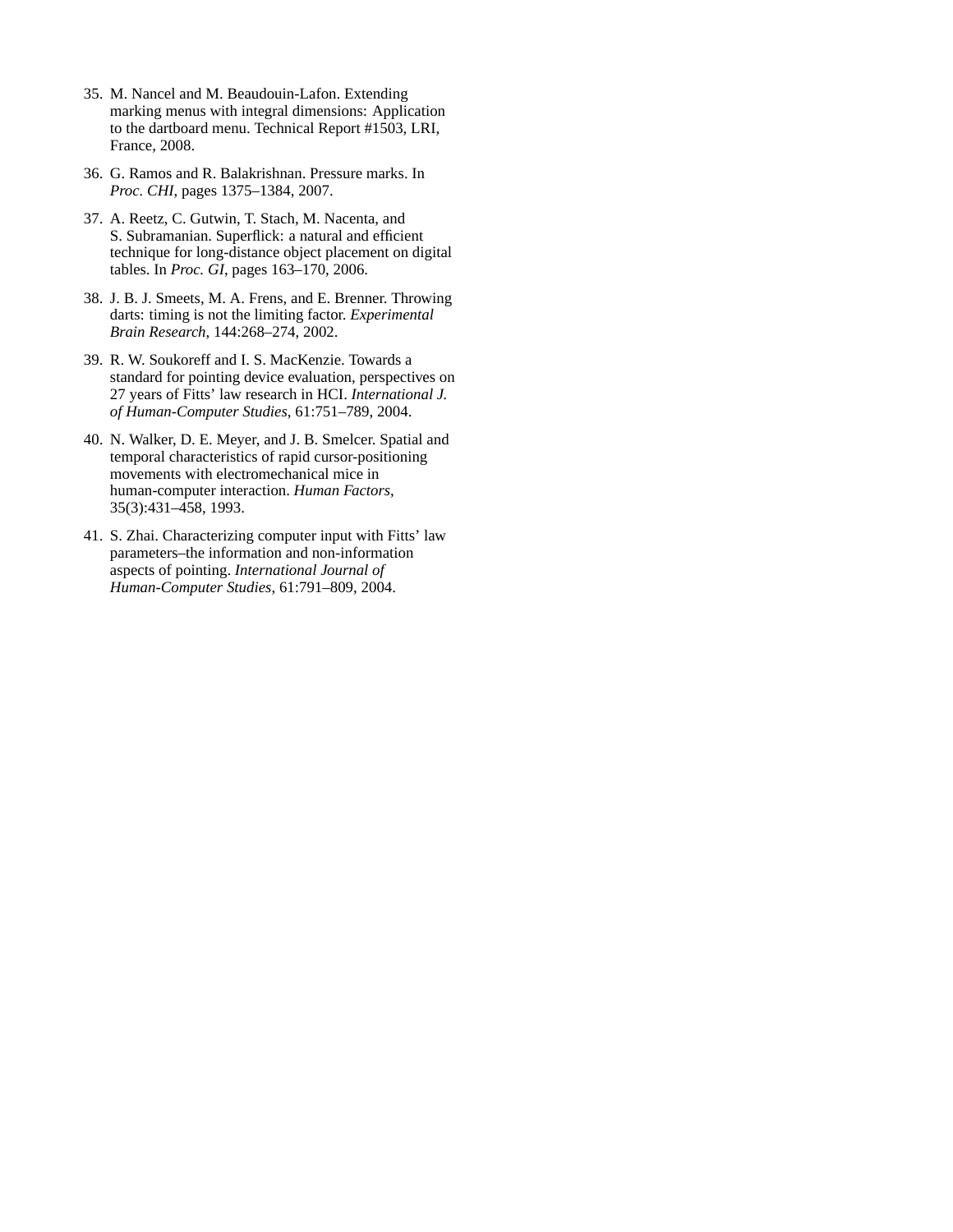35. M. Nancel and M. Beaudouin-Lafon. Extending marking menus with integral dimensions: Application to the dartboard menu. Technical Report #1503, LRI, France, 2008.

36. G. Ramos and R. Balakrishnan. Pressure marks. In *Proc. CHI*, pages 1375–1384, 2007.

37. A. Reetz, C. Gutwin, T. Stach, M. Nacenta, and S. Subramanian. Superflick: a natural and efficient technique for long-distance object placement on digital tables. In *Proc. GI*, pages 163–170, 2006.

38. J. B. J. Smeets, M. A. Frens, and E. Brenner. Throwing darts: timing is not the limiting factor. *Experimental Brain Research*, 144:268–274, 2002.

39. R. W. Soukoreff and I. S. MacKenzie. Towards a standard for pointing device evaluation, perspectives on 27 years of Fitts' law research in HCI. *International J. of Human-Computer Studies*, 61:751–789, 2004.

40. N. Walker, D. E. Meyer, and J. B. Smelcer. Spatial and temporal characteristics of rapid cursor-positioning movements with electromechanical mice in human-computer interaction. *Human Factors*, 35(3):431–458, 1993.

41. S. Zhai. Characterizing computer input with Fitts' law parameters–the information and non-information aspects of pointing. *International Journal of Human-Computer Studies*, 61:791–809, 2004.